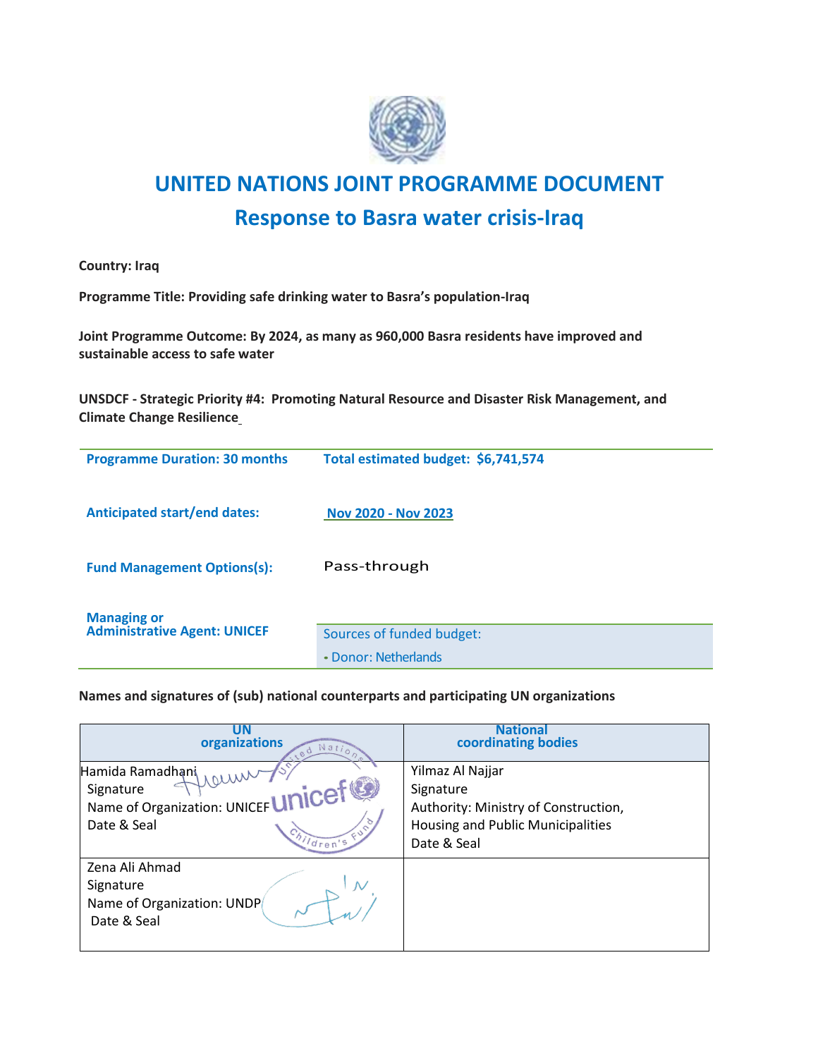# UNITED NATIONS JOINT PROGRAMME DOCUMENT

## Response to Basra water crisis-Iraq

**Country: Iraq**

**Programme Title: Providing safe drinking water to Basra's population-Iraq**

**Joint Programme Outcome: By 2024, as many as 960,000 Basra residents have improved and sustainable access to safe water**

**UNSDCF - Strategic Priority #4: Promoting Natural Resource and Disaster Risk Management, and Climate Change Resilience**

| | |
|---|---|
| **Programme Duration: 30 months** | **Total estimated budget: $6,741,574** |
| **Anticipated start/end dates:** | **Nov 2020 - Nov 2023** |
| **Fund Management Options(s):** | Pass-through |
| **Managing or Administrative Agent: UNICEF** | Sources of funded budget:<br>- Donor: Netherlands |

**Names and signatures of (sub) national counterparts and participating UN organizations**

| UN organizations | National coordinating bodies |
|---|---|
| Hamida Ramadhani<br>Signature<br>Name of Organization: UNICEF<br>Date & Seal | Yilmaz Al Najjar<br>Signature<br>Authority: Ministry of Construction, Housing and Public Municipalities<br>Date & Seal |
| Zena Ali Ahmad<br>Signature<br>Name of Organization: UNDP<br>Date & Seal | |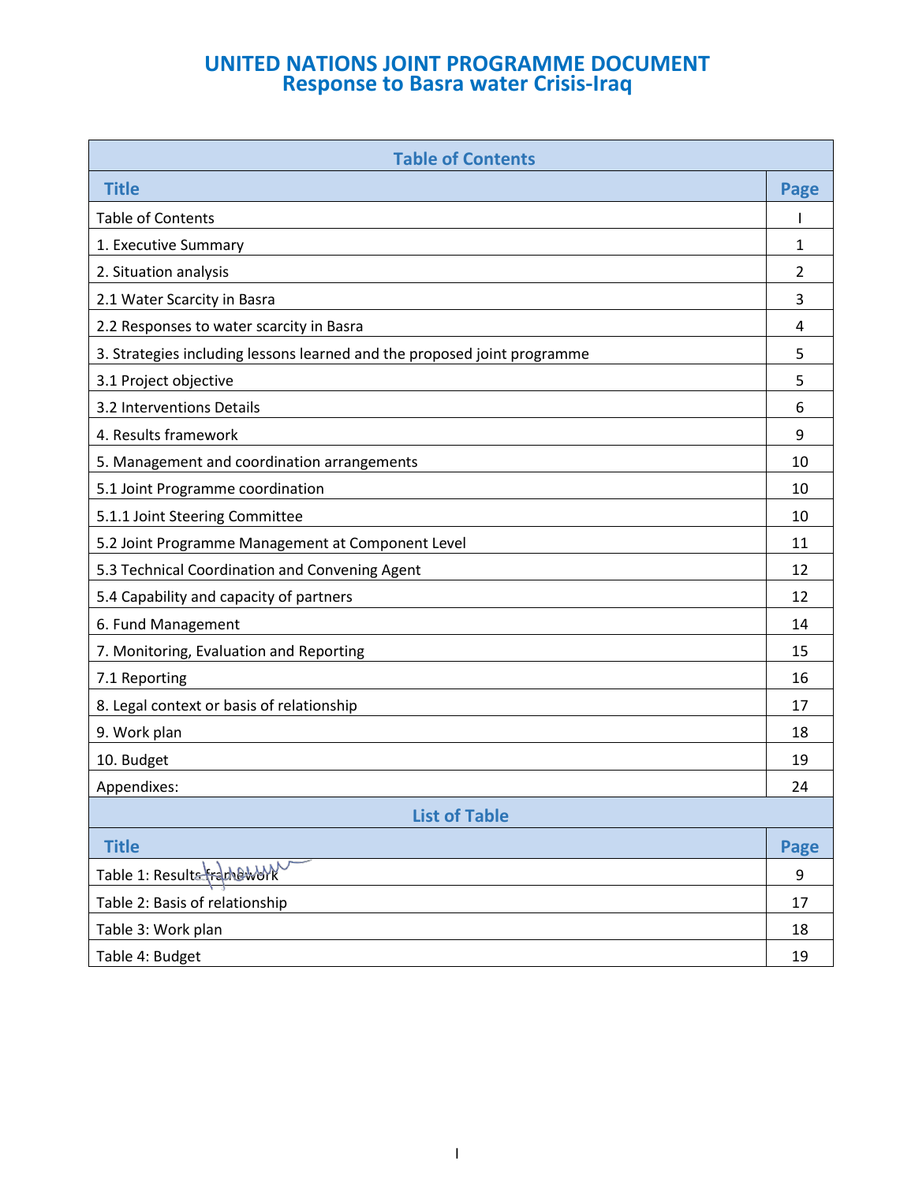# UNITED NATIONS JOINT PROGRAMME DOCUMENT
## Response to Basra water Crisis-Iraq

| Table of Contents | |
|---|---|
| **Title** | **Page** |
| Table of Contents | I |
| 1. Executive Summary | 1 |
| 2. Situation analysis | 2 |
| 2.1 Water Scarcity in Basra | 3 |
| 2.2 Responses to water scarcity in Basra | 4 |
| 3. Strategies including lessons learned and the proposed joint programme | 5 |
| 3.1 Project objective | 5 |
| 3.2 Interventions Details | 6 |
| 4. Results framework | 9 |
| 5. Management and coordination arrangements | 10 |
| 5.1 Joint Programme coordination | 10 |
| 5.1.1 Joint Steering Committee | 10 |
| 5.2 Joint Programme Management at Component Level | 11 |
| 5.3 Technical Coordination and Convening Agent | 12 |
| 5.4 Capability and capacity of partners | 12 |
| 6. Fund Management | 14 |
| 7. Monitoring, Evaluation and Reporting | 15 |
| 7.1 Reporting | 16 |
| 8. Legal context or basis of relationship | 17 |
| 9. Work plan | 18 |
| 10. Budget | 19 |
| Appendixes: | 24 |

| List of Table | |
|---|---|
| **Title** | **Page** |
| Table 1: Results framework | 9 |
| Table 2: Basis of relationship | 17 |
| Table 3: Work plan | 18 |
| Table 4: Budget | 19 |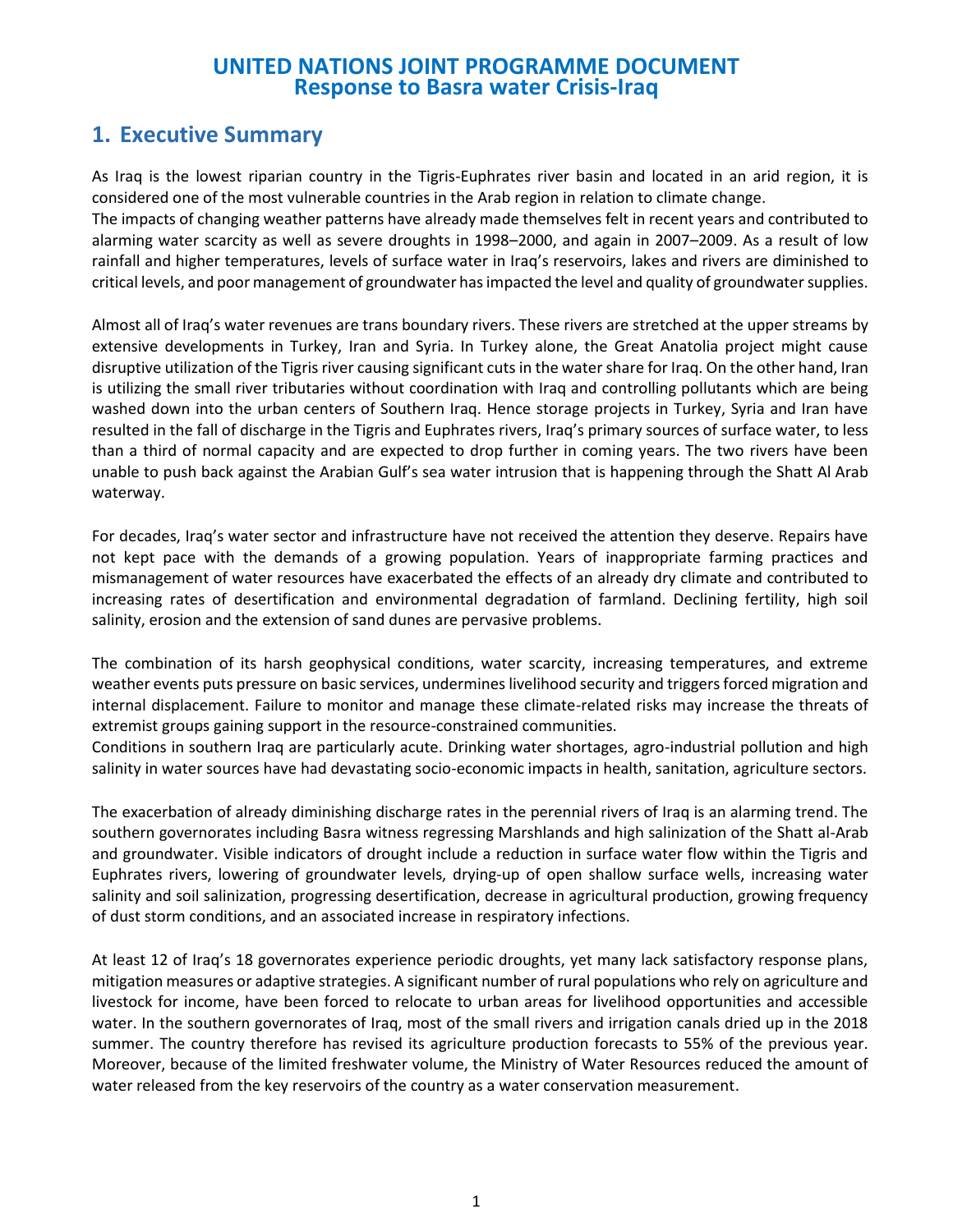# UNITED NATIONS JOINT PROGRAMME DOCUMENT
# Response to Basra water Crisis-Iraq

## 1. Executive Summary

As Iraq is the lowest riparian country in the Tigris-Euphrates river basin and located in an arid region, it is considered one of the most vulnerable countries in the Arab region in relation to climate change.
The impacts of changing weather patterns have already made themselves felt in recent years and contributed to alarming water scarcity as well as severe droughts in 1998–2000, and again in 2007–2009. As a result of low rainfall and higher temperatures, levels of surface water in Iraq's reservoirs, lakes and rivers are diminished to critical levels, and poor management of groundwater has impacted the level and quality of groundwater supplies.

Almost all of Iraq's water revenues are trans boundary rivers. These rivers are stretched at the upper streams by extensive developments in Turkey, Iran and Syria. In Turkey alone, the Great Anatolia project might cause disruptive utilization of the Tigris river causing significant cuts in the water share for Iraq. On the other hand, Iran is utilizing the small river tributaries without coordination with Iraq and controlling pollutants which are being washed down into the urban centers of Southern Iraq. Hence storage projects in Turkey, Syria and Iran have resulted in the fall of discharge in the Tigris and Euphrates rivers, Iraq's primary sources of surface water, to less than a third of normal capacity and are expected to drop further in coming years. The two rivers have been unable to push back against the Arabian Gulf's sea water intrusion that is happening through the Shatt Al Arab waterway.

For decades, Iraq's water sector and infrastructure have not received the attention they deserve. Repairs have not kept pace with the demands of a growing population. Years of inappropriate farming practices and mismanagement of water resources have exacerbated the effects of an already dry climate and contributed to increasing rates of desertification and environmental degradation of farmland. Declining fertility, high soil salinity, erosion and the extension of sand dunes are pervasive problems.

The combination of its harsh geophysical conditions, water scarcity, increasing temperatures, and extreme weather events puts pressure on basic services, undermines livelihood security and triggers forced migration and internal displacement. Failure to monitor and manage these climate-related risks may increase the threats of extremist groups gaining support in the resource-constrained communities.
Conditions in southern Iraq are particularly acute. Drinking water shortages, agro-industrial pollution and high salinity in water sources have had devastating socio-economic impacts in health, sanitation, agriculture sectors.

The exacerbation of already diminishing discharge rates in the perennial rivers of Iraq is an alarming trend. The southern governorates including Basra witness regressing Marshlands and high salinization of the Shatt al-Arab and groundwater. Visible indicators of drought include a reduction in surface water flow within the Tigris and Euphrates rivers, lowering of groundwater levels, drying-up of open shallow surface wells, increasing water salinity and soil salinization, progressing desertification, decrease in agricultural production, growing frequency of dust storm conditions, and an associated increase in respiratory infections.

At least 12 of Iraq's 18 governorates experience periodic droughts, yet many lack satisfactory response plans, mitigation measures or adaptive strategies. A significant number of rural populations who rely on agriculture and livestock for income, have been forced to relocate to urban areas for livelihood opportunities and accessible water. In the southern governorates of Iraq, most of the small rivers and irrigation canals dried up in the 2018 summer. The country therefore has revised its agriculture production forecasts to 55% of the previous year. Moreover, because of the limited freshwater volume, the Ministry of Water Resources reduced the amount of water released from the key reservoirs of the country as a water conservation measurement.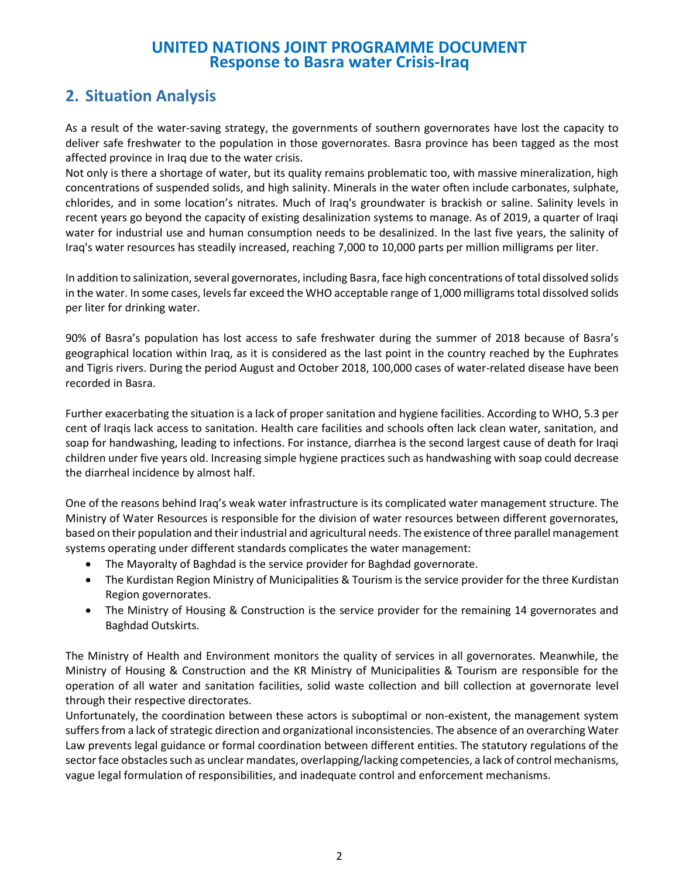## 2. Situation Analysis

As a result of the water-saving strategy, the governments of southern governorates have lost the capacity to deliver safe freshwater to the population in those governorates. Basra province has been tagged as the most affected province in Iraq due to the water crisis.

Not only is there a shortage of water, but its quality remains problematic too, with massive mineralization, high concentrations of suspended solids, and high salinity. Minerals in the water often include carbonates, sulphate, chlorides, and in some location's nitrates. Much of Iraq's groundwater is brackish or saline. Salinity levels in recent years go beyond the capacity of existing desalinization systems to manage. As of 2019, a quarter of Iraqi water for industrial use and human consumption needs to be desalinized. In the last five years, the salinity of Iraq's water resources has steadily increased, reaching 7,000 to 10,000 parts per million milligrams per liter.

In addition to salinization, several governorates, including Basra, face high concentrations of total dissolved solids in the water. In some cases, levels far exceed the WHO acceptable range of 1,000 milligrams total dissolved solids per liter for drinking water.

90% of Basra's population has lost access to safe freshwater during the summer of 2018 because of Basra's geographical location within Iraq, as it is considered as the last point in the country reached by the Euphrates and Tigris rivers. During the period August and October 2018, 100,000 cases of water-related disease have been recorded in Basra.

Further exacerbating the situation is a lack of proper sanitation and hygiene facilities. According to WHO, 5.3 per cent of Iraqis lack access to sanitation. Health care facilities and schools often lack clean water, sanitation, and soap for handwashing, leading to infections. For instance, diarrhea is the second largest cause of death for Iraqi children under five years old. Increasing simple hygiene practices such as handwashing with soap could decrease the diarrheal incidence by almost half.

One of the reasons behind Iraq's weak water infrastructure is its complicated water management structure. The Ministry of Water Resources is responsible for the division of water resources between different governorates, based on their population and their industrial and agricultural needs. The existence of three parallel management systems operating under different standards complicates the water management:

- The Mayoralty of Baghdad is the service provider for Baghdad governorate.
- The Kurdistan Region Ministry of Municipalities & Tourism is the service provider for the three Kurdistan Region governorates.
- The Ministry of Housing & Construction is the service provider for the remaining 14 governorates and Baghdad Outskirts.

The Ministry of Health and Environment monitors the quality of services in all governorates. Meanwhile, the Ministry of Housing & Construction and the KR Ministry of Municipalities & Tourism are responsible for the operation of all water and sanitation facilities, solid waste collection and bill collection at governorate level through their respective directorates.

Unfortunately, the coordination between these actors is suboptimal or non-existent, the management system suffers from a lack of strategic direction and organizational inconsistencies. The absence of an overarching Water Law prevents legal guidance or formal coordination between different entities. The statutory regulations of the sector face obstacles such as unclear mandates, overlapping/lacking competencies, a lack of control mechanisms, vague legal formulation of responsibilities, and inadequate control and enforcement mechanisms.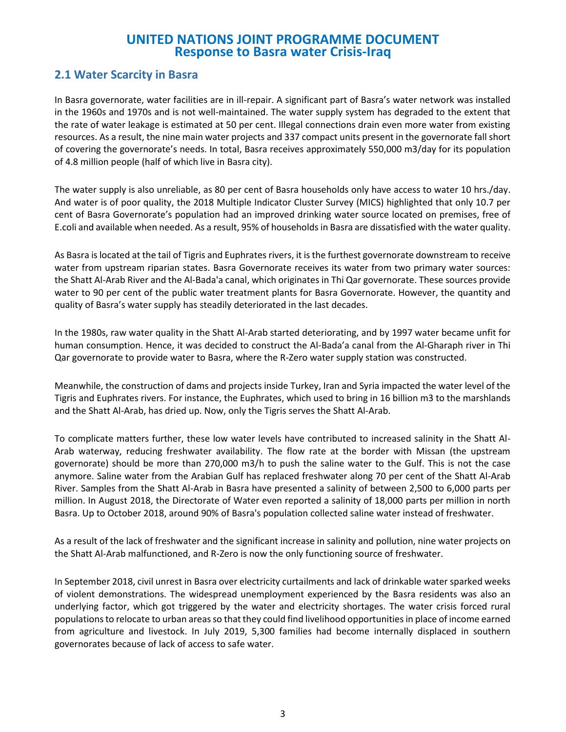## 2.1 Water Scarcity in Basra

In Basra governorate, water facilities are in ill-repair. A significant part of Basra's water network was installed in the 1960s and 1970s and is not well-maintained. The water supply system has degraded to the extent that the rate of water leakage is estimated at 50 per cent. Illegal connections drain even more water from existing resources. As a result, the nine main water projects and 337 compact units present in the governorate fall short of covering the governorate's needs. In total, Basra receives approximately 550,000 m3/day for its population of 4.8 million people (half of which live in Basra city).

The water supply is also unreliable, as 80 per cent of Basra households only have access to water 10 hrs./day. And water is of poor quality, the 2018 Multiple Indicator Cluster Survey (MICS) highlighted that only 10.7 per cent of Basra Governorate's population had an improved drinking water source located on premises, free of E.coli and available when needed. As a result, 95% of households in Basra are dissatisfied with the water quality.

As Basra is located at the tail of Tigris and Euphrates rivers, it is the furthest governorate downstream to receive water from upstream riparian states. Basra Governorate receives its water from two primary water sources: the Shatt Al-Arab River and the Al-Bada'a canal, which originates in Thi Qar governorate. These sources provide water to 90 per cent of the public water treatment plants for Basra Governorate. However, the quantity and quality of Basra's water supply has steadily deteriorated in the last decades.

In the 1980s, raw water quality in the Shatt Al-Arab started deteriorating, and by 1997 water became unfit for human consumption. Hence, it was decided to construct the Al-Bada'a canal from the Al-Gharaph river in Thi Qar governorate to provide water to Basra, where the R-Zero water supply station was constructed.

Meanwhile, the construction of dams and projects inside Turkey, Iran and Syria impacted the water level of the Tigris and Euphrates rivers. For instance, the Euphrates, which used to bring in 16 billion m3 to the marshlands and the Shatt Al-Arab, has dried up. Now, only the Tigris serves the Shatt Al-Arab.

To complicate matters further, these low water levels have contributed to increased salinity in the Shatt Al-Arab waterway, reducing freshwater availability. The flow rate at the border with Missan (the upstream governorate) should be more than 270,000 m3/h to push the saline water to the Gulf. This is not the case anymore. Saline water from the Arabian Gulf has replaced freshwater along 70 per cent of the Shatt Al-Arab River. Samples from the Shatt Al-Arab in Basra have presented a salinity of between 2,500 to 6,000 parts per million. In August 2018, the Directorate of Water even reported a salinity of 18,000 parts per million in north Basra. Up to October 2018, around 90% of Basra's population collected saline water instead of freshwater.

As a result of the lack of freshwater and the significant increase in salinity and pollution, nine water projects on the Shatt Al-Arab malfunctioned, and R-Zero is now the only functioning source of freshwater.

In September 2018, civil unrest in Basra over electricity curtailments and lack of drinkable water sparked weeks of violent demonstrations. The widespread unemployment experienced by the Basra residents was also an underlying factor, which got triggered by the water and electricity shortages. The water crisis forced rural populations to relocate to urban areas so that they could find livelihood opportunities in place of income earned from agriculture and livestock. In July 2019, 5,300 families had become internally displaced in southern governorates because of lack of access to safe water.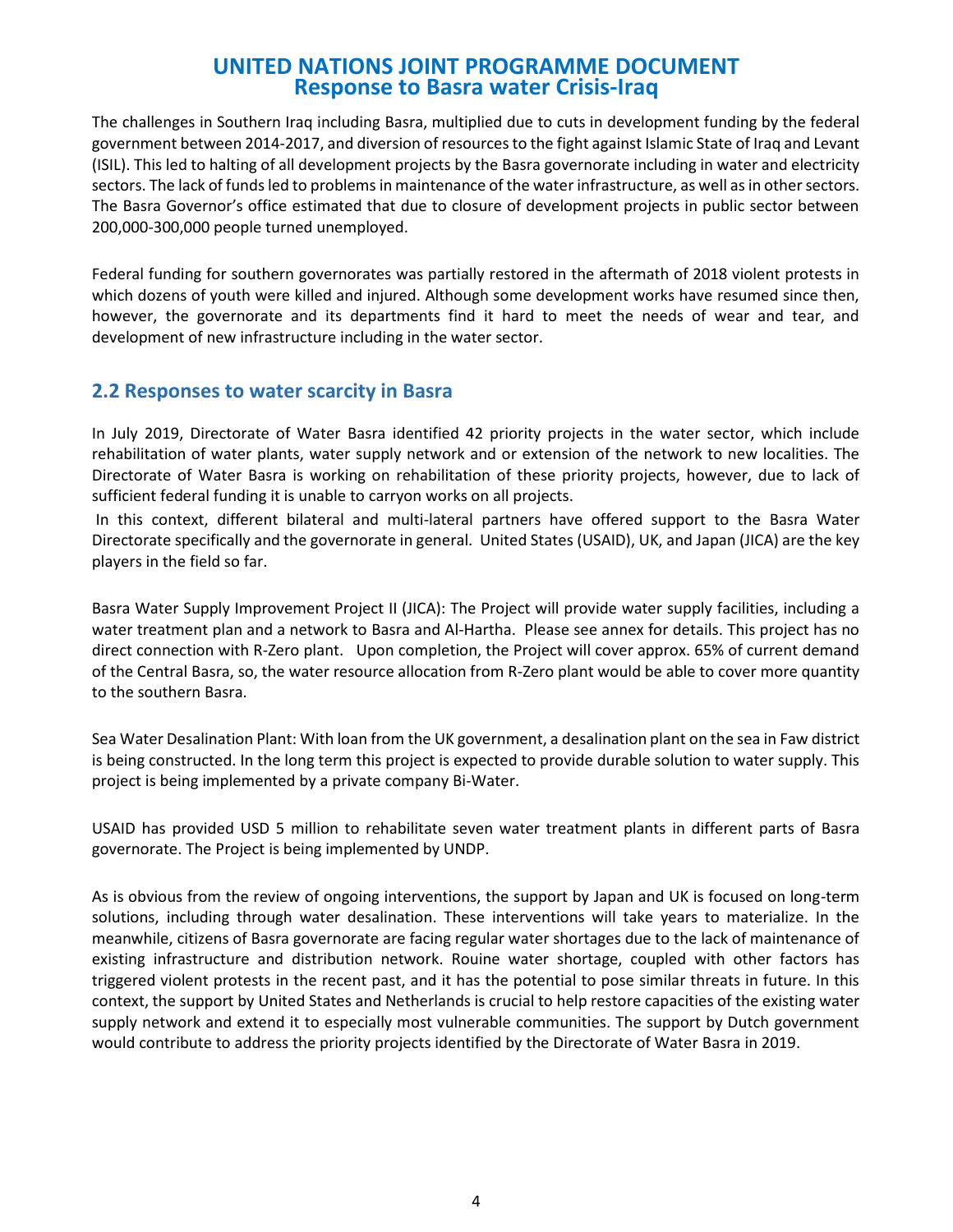The challenges in Southern Iraq including Basra, multiplied due to cuts in development funding by the federal government between 2014-2017, and diversion of resources to the fight against Islamic State of Iraq and Levant (ISIL). This led to halting of all development projects by the Basra governorate including in water and electricity sectors. The lack of funds led to problems in maintenance of the water infrastructure, as well as in other sectors. The Basra Governor's office estimated that due to closure of development projects in public sector between 200,000-300,000 people turned unemployed.

Federal funding for southern governorates was partially restored in the aftermath of 2018 violent protests in which dozens of youth were killed and injured. Although some development works have resumed since then, however, the governorate and its departments find it hard to meet the needs of wear and tear, and development of new infrastructure including in the water sector.

## 2.2 Responses to water scarcity in Basra

In July 2019, Directorate of Water Basra identified 42 priority projects in the water sector, which include rehabilitation of water plants, water supply network and or extension of the network to new localities. The Directorate of Water Basra is working on rehabilitation of these priority projects, however, due to lack of sufficient federal funding it is unable to carryon works on all projects.

In this context, different bilateral and multi-lateral partners have offered support to the Basra Water Directorate specifically and the governorate in general. United States (USAID), UK, and Japan (JICA) are the key players in the field so far.

Basra Water Supply Improvement Project II (JICA): The Project will provide water supply facilities, including a water treatment plan and a network to Basra and Al-Hartha. Please see annex for details. This project has no direct connection with R-Zero plant. Upon completion, the Project will cover approx. 65% of current demand of the Central Basra, so, the water resource allocation from R-Zero plant would be able to cover more quantity to the southern Basra.

Sea Water Desalination Plant: With loan from the UK government, a desalination plant on the sea in Faw district is being constructed. In the long term this project is expected to provide durable solution to water supply. This project is being implemented by a private company Bi-Water.

USAID has provided USD 5 million to rehabilitate seven water treatment plants in different parts of Basra governorate. The Project is being implemented by UNDP.

As is obvious from the review of ongoing interventions, the support by Japan and UK is focused on long-term solutions, including through water desalination. These interventions will take years to materialize. In the meanwhile, citizens of Basra governorate are facing regular water shortages due to the lack of maintenance of existing infrastructure and distribution network. Rouine water shortage, coupled with other factors has triggered violent protests in the recent past, and it has the potential to pose similar threats in future. In this context, the support by United States and Netherlands is crucial to help restore capacities of the existing water supply network and extend it to especially most vulnerable communities. The support by Dutch government would contribute to address the priority projects identified by the Directorate of Water Basra in 2019.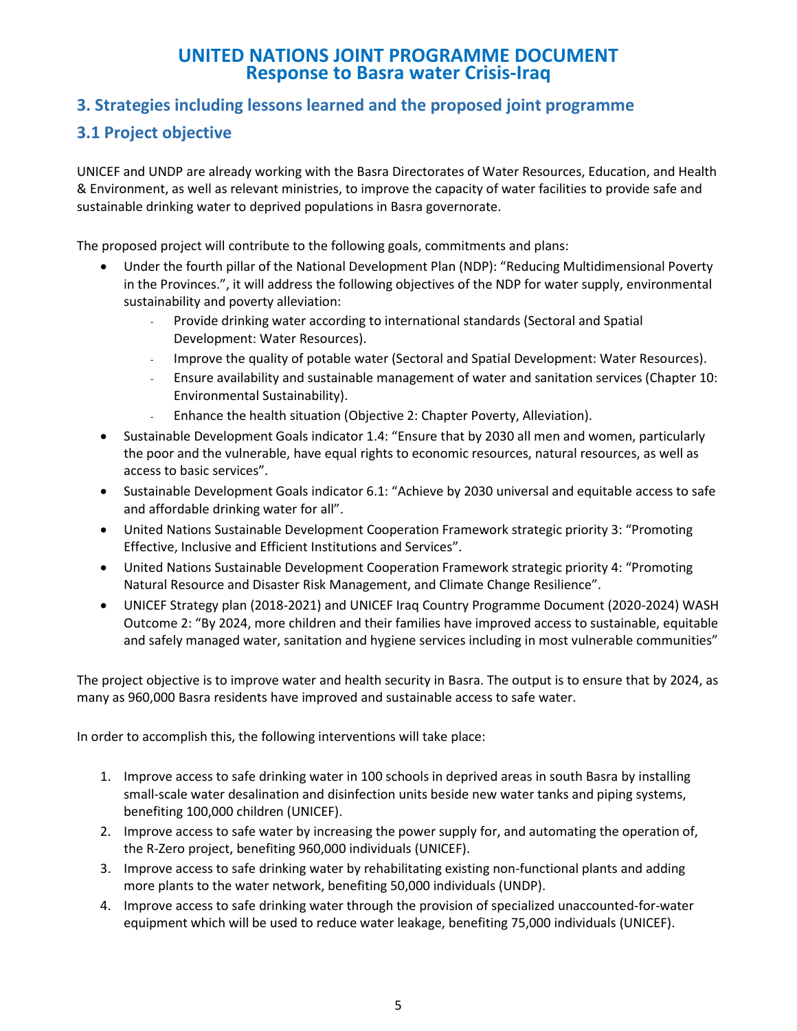# UNITED NATIONS JOINT PROGRAMME DOCUMENT
# Response to Basra water Crisis-Iraq

## 3. Strategies including lessons learned and the proposed joint programme

## 3.1 Project objective

UNICEF and UNDP are already working with the Basra Directorates of Water Resources, Education, and Health & Environment, as well as relevant ministries, to improve the capacity of water facilities to provide safe and sustainable drinking water to deprived populations in Basra governorate.

The proposed project will contribute to the following goals, commitments and plans:

- Under the fourth pillar of the National Development Plan (NDP): "Reducing Multidimensional Poverty in the Provinces.", it will address the following objectives of the NDP for water supply, environmental sustainability and poverty alleviation:
  - Provide drinking water according to international standards (Sectoral and Spatial Development: Water Resources).
  - Improve the quality of potable water (Sectoral and Spatial Development: Water Resources).
  - Ensure availability and sustainable management of water and sanitation services (Chapter 10: Environmental Sustainability).
  - Enhance the health situation (Objective 2: Chapter Poverty, Alleviation).
- Sustainable Development Goals indicator 1.4: "Ensure that by 2030 all men and women, particularly the poor and the vulnerable, have equal rights to economic resources, natural resources, as well as access to basic services".
- Sustainable Development Goals indicator 6.1: "Achieve by 2030 universal and equitable access to safe and affordable drinking water for all".
- United Nations Sustainable Development Cooperation Framework strategic priority 3: "Promoting Effective, Inclusive and Efficient Institutions and Services".
- United Nations Sustainable Development Cooperation Framework strategic priority 4: "Promoting Natural Resource and Disaster Risk Management, and Climate Change Resilience".
- UNICEF Strategy plan (2018-2021) and UNICEF Iraq Country Programme Document (2020-2024) WASH Outcome 2: "By 2024, more children and their families have improved access to sustainable, equitable and safely managed water, sanitation and hygiene services including in most vulnerable communities"

The project objective is to improve water and health security in Basra. The output is to ensure that by 2024, as many as 960,000 Basra residents have improved and sustainable access to safe water.

In order to accomplish this, the following interventions will take place:

1. Improve access to safe drinking water in 100 schools in deprived areas in south Basra by installing small-scale water desalination and disinfection units beside new water tanks and piping systems, benefiting 100,000 children (UNICEF).
2. Improve access to safe water by increasing the power supply for, and automating the operation of, the R-Zero project, benefiting 960,000 individuals (UNICEF).
3. Improve access to safe drinking water by rehabilitating existing non-functional plants and adding more plants to the water network, benefiting 50,000 individuals (UNDP).
4. Improve access to safe drinking water through the provision of specialized unaccounted-for-water equipment which will be used to reduce water leakage, benefiting 75,000 individuals (UNICEF).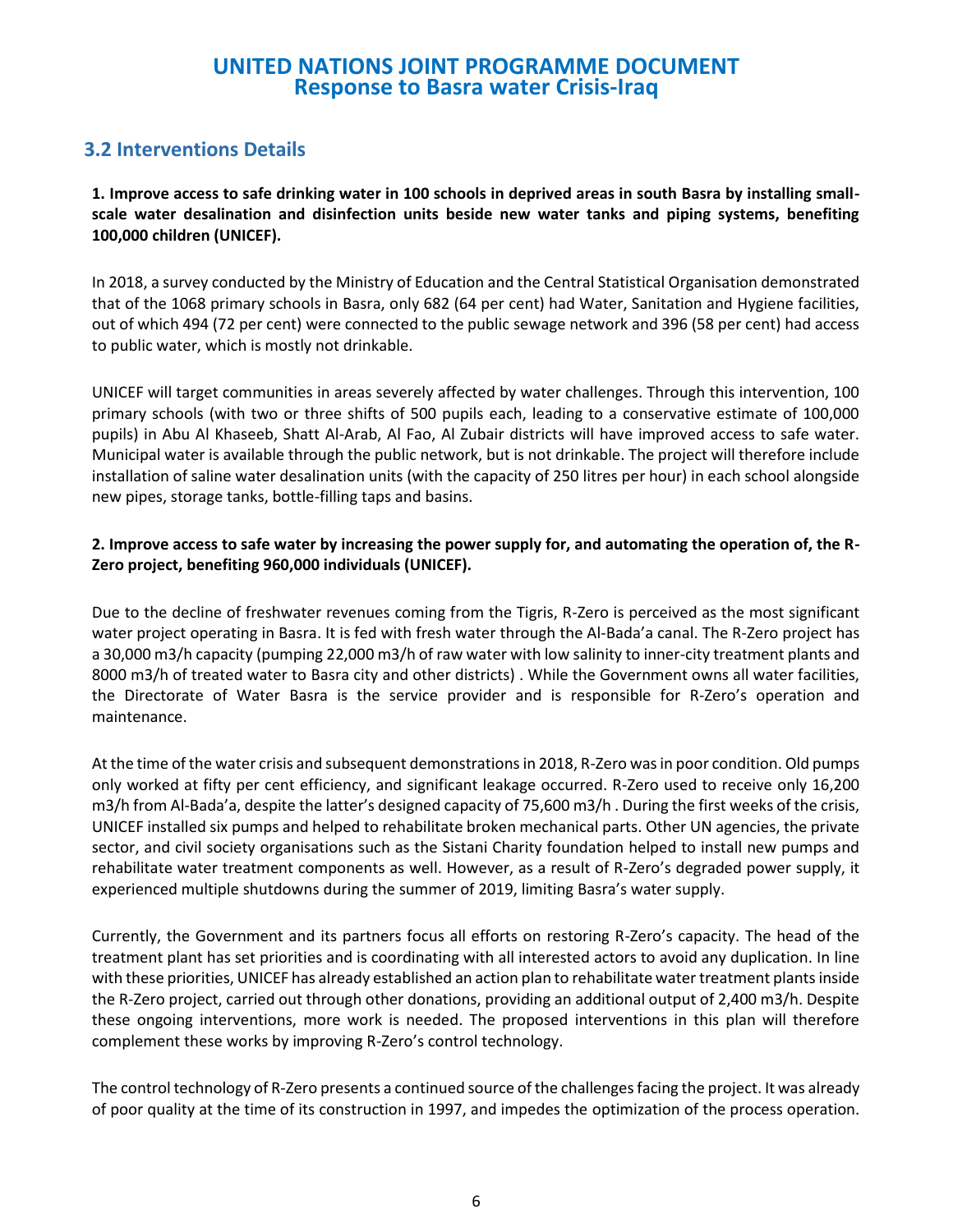### 3.2 Interventions Details

**1. Improve access to safe drinking water in 100 schools in deprived areas in south Basra by installing small-scale water desalination and disinfection units beside new water tanks and piping systems, benefiting 100,000 children (UNICEF).**

In 2018, a survey conducted by the Ministry of Education and the Central Statistical Organisation demonstrated that of the 1068 primary schools in Basra, only 682 (64 per cent) had Water, Sanitation and Hygiene facilities, out of which 494 (72 per cent) were connected to the public sewage network and 396 (58 per cent) had access to public water, which is mostly not drinkable.

UNICEF will target communities in areas severely affected by water challenges. Through this intervention, 100 primary schools (with two or three shifts of 500 pupils each, leading to a conservative estimate of 100,000 pupils) in Abu Al Khaseeb, Shatt Al-Arab, Al Fao, Al Zubair districts will have improved access to safe water. Municipal water is available through the public network, but is not drinkable. The project will therefore include installation of saline water desalination units (with the capacity of 250 litres per hour) in each school alongside new pipes, storage tanks, bottle-filling taps and basins.

**2. Improve access to safe water by increasing the power supply for, and automating the operation of, the R-Zero project, benefiting 960,000 individuals (UNICEF).**

Due to the decline of freshwater revenues coming from the Tigris, R-Zero is perceived as the most significant water project operating in Basra. It is fed with fresh water through the Al-Bada'a canal. The R-Zero project has a 30,000 m3/h capacity (pumping 22,000 m3/h of raw water with low salinity to inner-city treatment plants and 8000 m3/h of treated water to Basra city and other districts) . While the Government owns all water facilities, the Directorate of Water Basra is the service provider and is responsible for R-Zero's operation and maintenance.

At the time of the water crisis and subsequent demonstrations in 2018, R-Zero was in poor condition. Old pumps only worked at fifty per cent efficiency, and significant leakage occurred. R-Zero used to receive only 16,200 m3/h from Al-Bada'a, despite the latter's designed capacity of 75,600 m3/h . During the first weeks of the crisis, UNICEF installed six pumps and helped to rehabilitate broken mechanical parts. Other UN agencies, the private sector, and civil society organisations such as the Sistani Charity foundation helped to install new pumps and rehabilitate water treatment components as well. However, as a result of R-Zero's degraded power supply, it experienced multiple shutdowns during the summer of 2019, limiting Basra's water supply.

Currently, the Government and its partners focus all efforts on restoring R-Zero's capacity. The head of the treatment plant has set priorities and is coordinating with all interested actors to avoid any duplication. In line with these priorities, UNICEF has already established an action plan to rehabilitate water treatment plants inside the R-Zero project, carried out through other donations, providing an additional output of 2,400 m3/h. Despite these ongoing interventions, more work is needed. The proposed interventions in this plan will therefore complement these works by improving R-Zero's control technology.

The control technology of R-Zero presents a continued source of the challenges facing the project. It was already of poor quality at the time of its construction in 1997, and impedes the optimization of the process operation.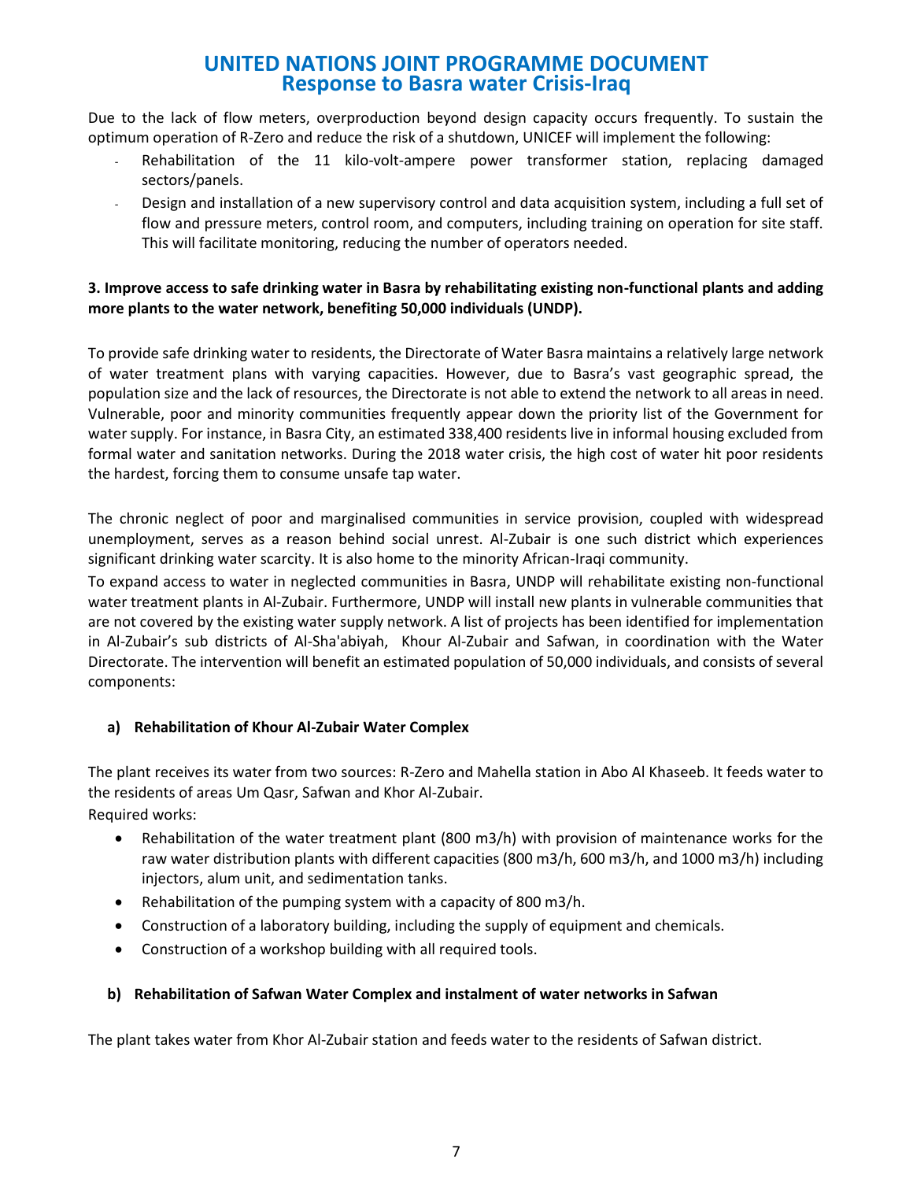Due to the lack of flow meters, overproduction beyond design capacity occurs frequently. To sustain the optimum operation of R-Zero and reduce the risk of a shutdown, UNICEF will implement the following:

- Rehabilitation of the 11 kilo-volt-ampere power transformer station, replacing damaged sectors/panels.
- Design and installation of a new supervisory control and data acquisition system, including a full set of flow and pressure meters, control room, and computers, including training on operation for site staff. This will facilitate monitoring, reducing the number of operators needed.

**3. Improve access to safe drinking water in Basra by rehabilitating existing non-functional plants and adding more plants to the water network, benefiting 50,000 individuals (UNDP).**

To provide safe drinking water to residents, the Directorate of Water Basra maintains a relatively large network of water treatment plans with varying capacities. However, due to Basra's vast geographic spread, the population size and the lack of resources, the Directorate is not able to extend the network to all areas in need. Vulnerable, poor and minority communities frequently appear down the priority list of the Government for water supply. For instance, in Basra City, an estimated 338,400 residents live in informal housing excluded from formal water and sanitation networks. During the 2018 water crisis, the high cost of water hit poor residents the hardest, forcing them to consume unsafe tap water.

The chronic neglect of poor and marginalised communities in service provision, coupled with widespread unemployment, serves as a reason behind social unrest. Al-Zubair is one such district which experiences significant drinking water scarcity. It is also home to the minority African-Iraqi community.

To expand access to water in neglected communities in Basra, UNDP will rehabilitate existing non-functional water treatment plants in Al-Zubair. Furthermore, UNDP will install new plants in vulnerable communities that are not covered by the existing water supply network. A list of projects has been identified for implementation in Al-Zubair's sub districts of Al-Sha'abiyah, Khour Al-Zubair and Safwan, in coordination with the Water Directorate. The intervention will benefit an estimated population of 50,000 individuals, and consists of several components:

**a) Rehabilitation of Khour Al-Zubair Water Complex**

The plant receives its water from two sources: R-Zero and Mahella station in Abo Al Khaseeb. It feeds water to the residents of areas Um Qasr, Safwan and Khor Al-Zubair.

Required works:

- Rehabilitation of the water treatment plant (800 m3/h) with provision of maintenance works for the raw water distribution plants with different capacities (800 m3/h, 600 m3/h, and 1000 m3/h) including injectors, alum unit, and sedimentation tanks.
- Rehabilitation of the pumping system with a capacity of 800 m3/h.
- Construction of a laboratory building, including the supply of equipment and chemicals.
- Construction of a workshop building with all required tools.

**b) Rehabilitation of Safwan Water Complex and instalment of water networks in Safwan**

The plant takes water from Khor Al-Zubair station and feeds water to the residents of Safwan district.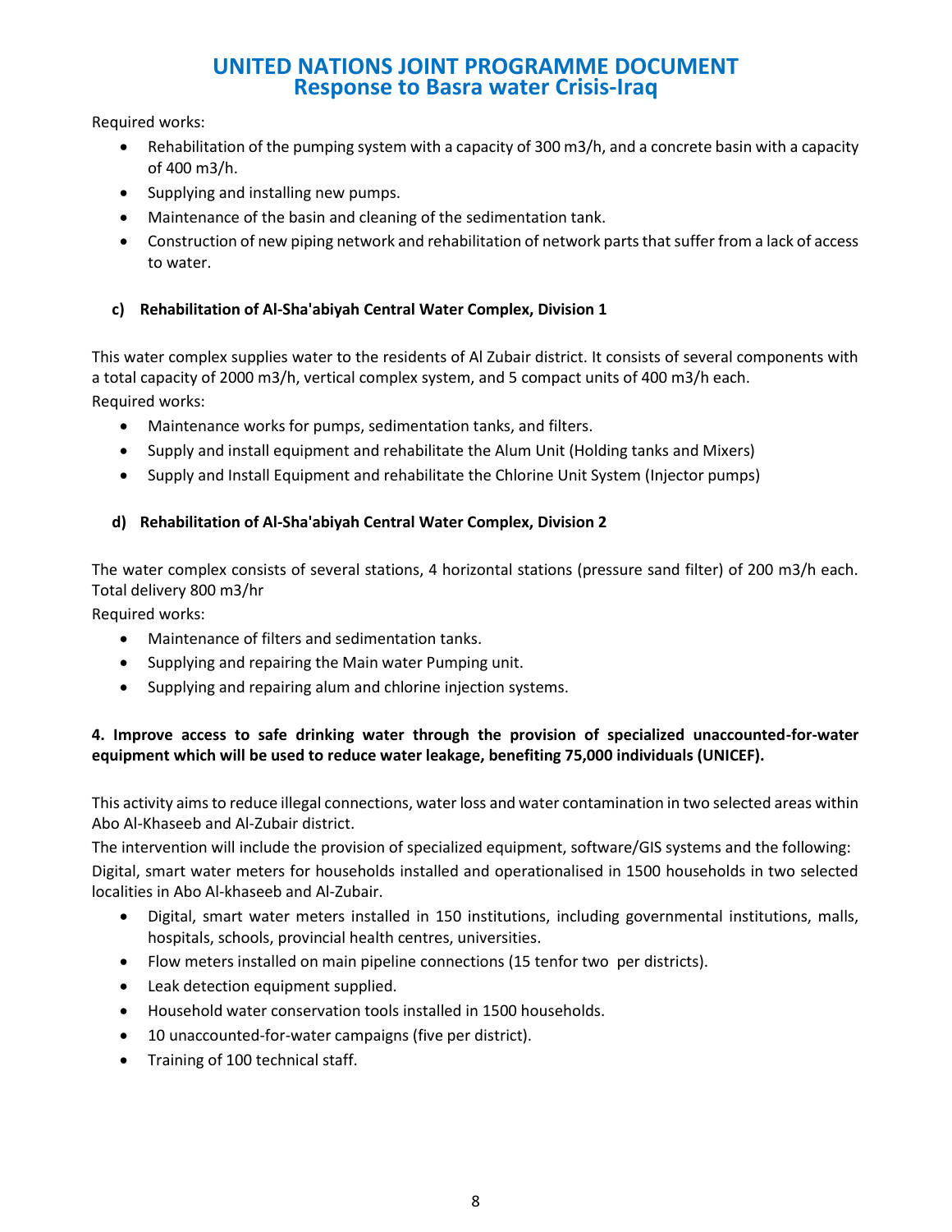Required works:

- Rehabilitation of the pumping system with a capacity of 300 m3/h, and a concrete basin with a capacity of 400 m3/h.
- Supplying and installing new pumps.
- Maintenance of the basin and cleaning of the sedimentation tank.
- Construction of new piping network and rehabilitation of network parts that suffer from a lack of access to water.

**c) Rehabilitation of Al-Sha'abiyah Central Water Complex, Division 1**

This water complex supplies water to the residents of Al Zubair district. It consists of several components with a total capacity of 2000 m3/h, vertical complex system, and 5 compact units of 400 m3/h each.
Required works:

- Maintenance works for pumps, sedimentation tanks, and filters.
- Supply and install equipment and rehabilitate the Alum Unit (Holding tanks and Mixers)
- Supply and Install Equipment and rehabilitate the Chlorine Unit System (Injector pumps)

**d) Rehabilitation of Al-Sha'abiyah Central Water Complex, Division 2**

The water complex consists of several stations, 4 horizontal stations (pressure sand filter) of 200 m3/h each. Total delivery 800 m3/hr
Required works:

- Maintenance of filters and sedimentation tanks.
- Supplying and repairing the Main water Pumping unit.
- Supplying and repairing alum and chlorine injection systems.

**4. Improve access to safe drinking water through the provision of specialized unaccounted-for-water equipment which will be used to reduce water leakage, benefiting 75,000 individuals (UNICEF).**

This activity aims to reduce illegal connections, water loss and water contamination in two selected areas within Abo Al-Khaseeb and Al-Zubair district.
The intervention will include the provision of specialized equipment, software/GIS systems and the following:
Digital, smart water meters for households installed and operationalised in 1500 households in two selected localities in Abo Al-khaseeb and Al-Zubair.

- Digital, smart water meters installed in 150 institutions, including governmental institutions, malls, hospitals, schools, provincial health centres, universities.
- Flow meters installed on main pipeline connections (15 tenfor two per districts).
- Leak detection equipment supplied.
- Household water conservation tools installed in 1500 households.
- 10 unaccounted-for-water campaigns (five per district).
- Training of 100 technical staff.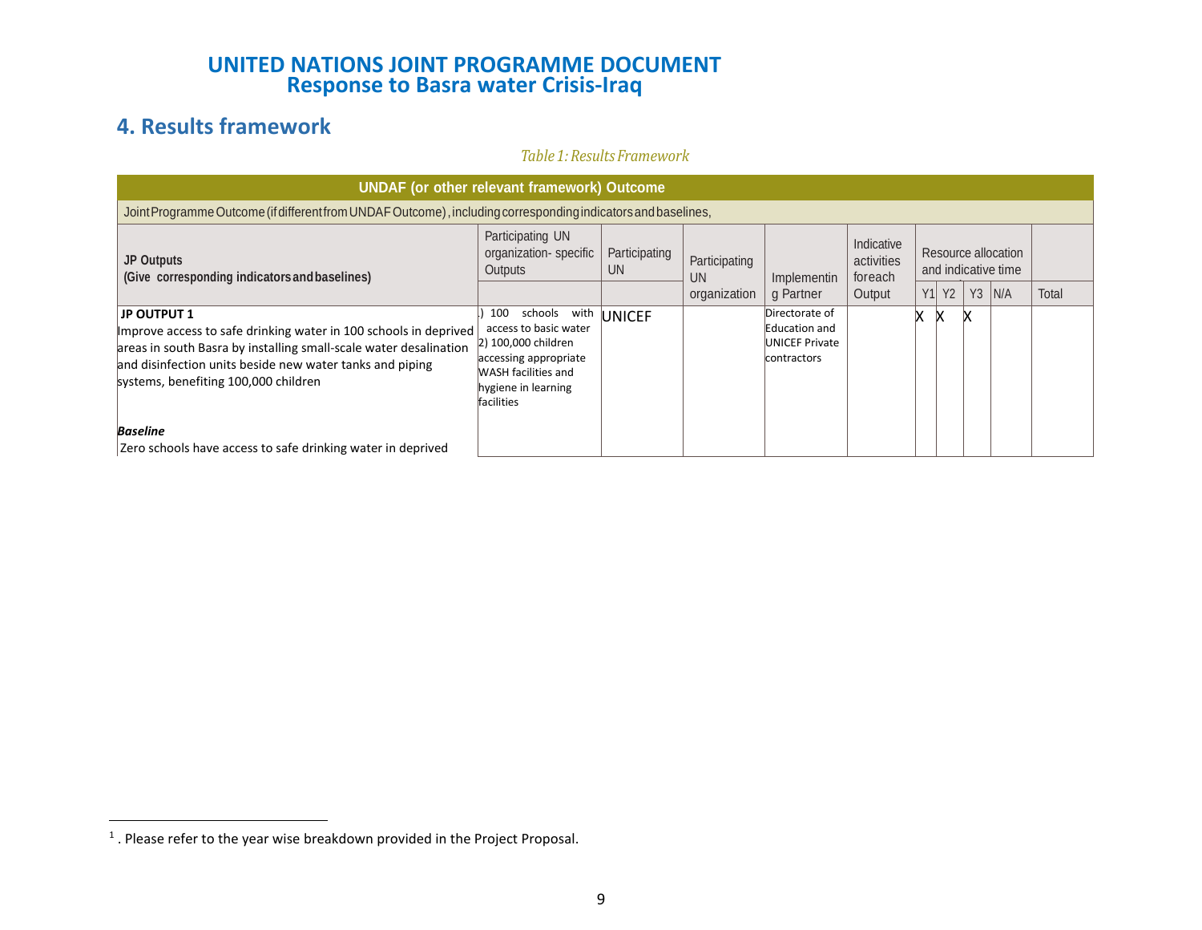# UNITED NATIONS JOINT PROGRAMME DOCUMENT
## Response to Basra water Crisis-Iraq

## 4. Results framework

*Table 1: Results Framework*

| UNDAF (or other relevant framework) Outcome | | | | | | | | | | |
|---|---|---|---|---|---|---|---|---|---|---|
| Joint Programme Outcome (if different from UNDAF Outcome), including corresponding indicators and baselines, | | | | | | | | | | |
| **JP Outputs (Give corresponding indicators and baselines)** | Participating UN organization- specific Outputs | Participating UN | Participating UN organization | Implementing Partner | Indicative activities foreach Output | Resource allocation and indicative time | | | | |
| | | | | | | Y1 | Y2 | Y3 | N/A | Total |
| **JP OUTPUT 1**<br>Improve access to safe drinking water in 100 schools in deprived areas in south Basra by installing small-scale water desalination and disinfection units beside new water tanks and piping systems, benefiting 100,000 children<br><br>***Baseline***<br>Zero schools have access to safe drinking water in deprived | .) 100 schools with access to basic water<br>2) 100,000 children accessing appropriate WASH facilities and hygiene in learning facilities | UNICEF | | Directorate of Education and UNICEF Private contractors | | X | X | X | | |

[1]. Please refer to the year wise breakdown provided in the Project Proposal.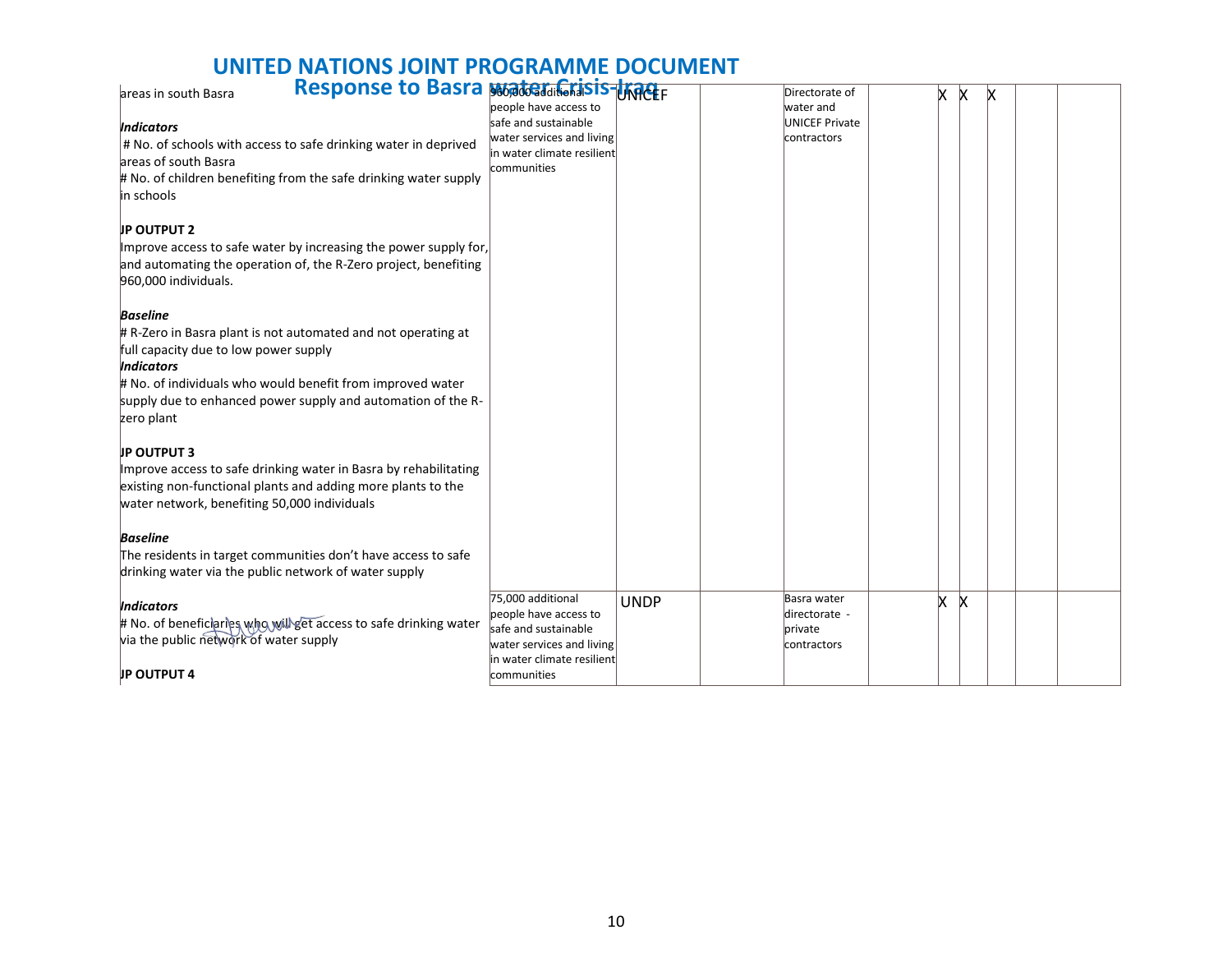| | | | | | | | | | | |
|---|---|---|---|---|---|---|---|---|---|---|
| areas in south Basra<br><br>***Indicators***<br># No. of schools with access to safe drinking water in deprived areas of south Basra<br># No. of children benefiting from the safe drinking water supply in schools<br><br>**JP OUTPUT 2**<br>Improve access to safe water by increasing the power supply for, and automating the operation of, the R-Zero project, benefiting 960,000 individuals.<br><br>***Baseline***<br># R-Zero in Basra plant is not automated and not operating at full capacity due to low power supply<br>***Indicators***<br># No. of individuals who would benefit from improved water supply due to enhanced power supply and automation of the R-zero plant<br><br>**JP OUTPUT 3**<br>Improve access to safe drinking water in Basra by rehabilitating existing non-functional plants and adding more plants to the water network, benefiting 50,000 individuals<br><br>***Baseline***<br>The residents in target communities don't have access to safe drinking water via the public network of water supply | 960,000 additional people have access to safe and sustainable water services and living in water climate resilient communities | UNICEF | | Directorate of water and UNICEF Private contractors | | X | X | X | | |
| ***Indicators***<br># No. of beneficiaries who will get access to safe drinking water via the public network of water supply<br><br>**JP OUTPUT 4** | 75,000 additional people have access to safe and sustainable water services and living in water climate resilient communities | UNDP | | Basra water directorate - private contractors | | X | X | | | |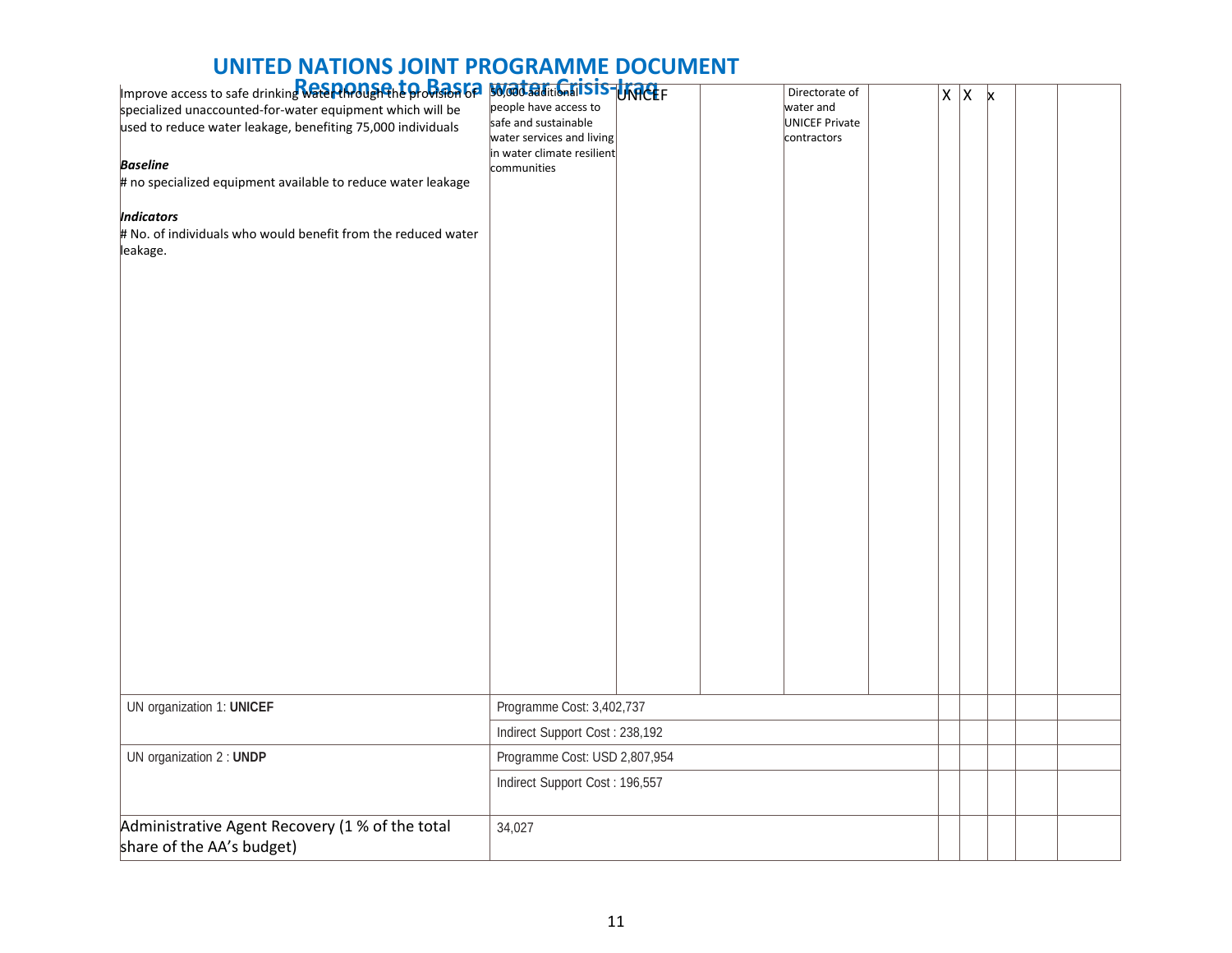| | | | | | | | | | | |
|---|---|---|---|---|---|---|---|---|---|---|
| Improve access to safe drinking water through the provision of specialized unaccounted-for-water equipment which will be used to reduce water leakage, benefiting 75,000 individuals<br><br>***Baseline***<br># no specialized equipment available to reduce water leakage<br><br>***Indicators***<br># No. of individuals who would benefit from the reduced water leakage. | 50,000 additional people have access to safe and sustainable water services and living in water climate resilient communities | UNICEF | | Directorate of water and UNICEF Private contractors | | X | X | x | | |
| UN organization 1: **UNICEF** | Programme Cost: 3,402,737 | | | | | | | | | |
| | Indirect Support Cost : 238,192 | | | | | | | | | |
| UN organization 2 : **UNDP** | Programme Cost: USD 2,807,954 | | | | | | | | | |
| | Indirect Support Cost : 196,557 | | | | | | | | | |
| Administrative Agent Recovery (1 % of the total share of the AA's budget) | 34,027 | | | | | | | | | |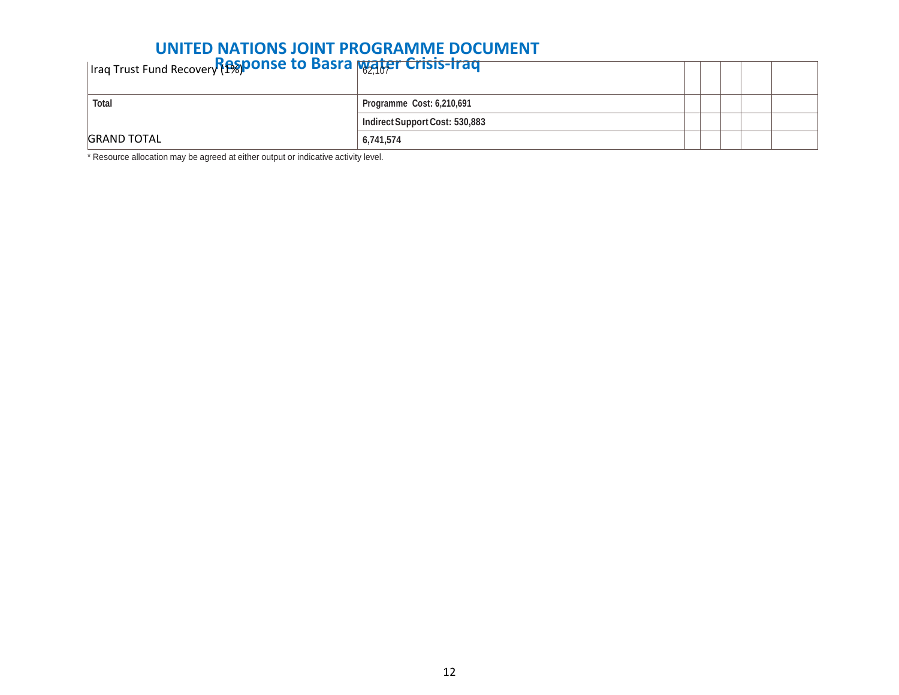| | | | | | | |
|---|---|---|---|---|---|---|
| Iraq Trust Fund Recovery (1%) | 62,107 | | | | | |
| **Total** | **Programme Cost: 6,210,691** | | | | | |
| | **Indirect Support Cost: 530,883** | | | | | |
| GRAND TOTAL | **6,741,574** | | | | | |

* Resource allocation may be agreed at either output or indicative activity level.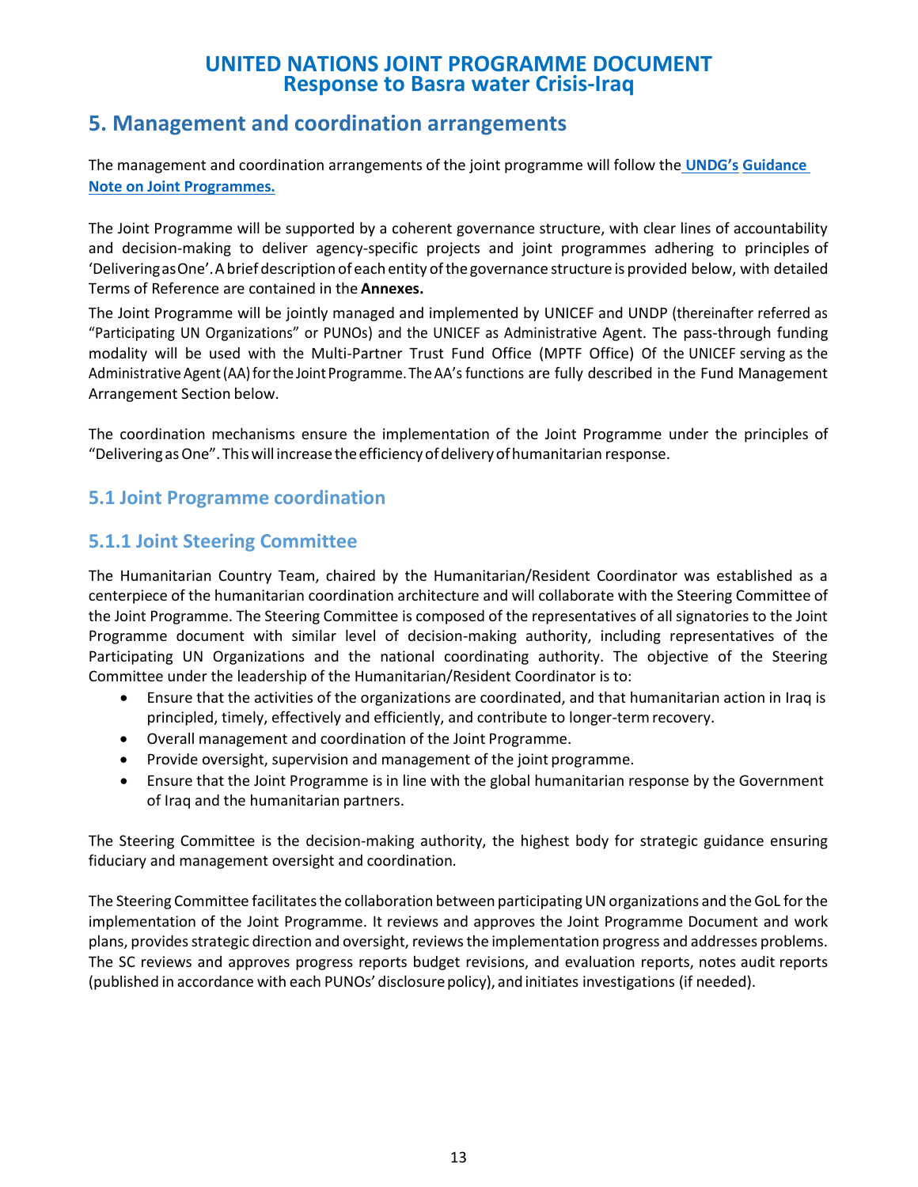## 5. Management and coordination arrangements

The management and coordination arrangements of the joint programme will follow the **UNDG's Guidance Note on Joint Programmes.**

The Joint Programme will be supported by a coherent governance structure, with clear lines of accountability and decision-making to deliver agency-specific projects and joint programmes adhering to principles of 'Delivering as One'. A brief description of each entity of the governance structure is provided below, with detailed Terms of Reference are contained in the **Annexes.**

The Joint Programme will be jointly managed and implemented by UNICEF and UNDP (thereinafter referred as "Participating UN Organizations" or PUNOs) and the UNICEF as Administrative Agent. The pass-through funding modality will be used with the Multi-Partner Trust Fund Office (MPTF Office) Of the UNICEF serving as the Administrative Agent (AA) for the Joint Programme. The AA's functions are fully described in the Fund Management Arrangement Section below.

The coordination mechanisms ensure the implementation of the Joint Programme under the principles of "Delivering as One". This will increase the efficiency of delivery of humanitarian response.

### 5.1 Joint Programme coordination

### 5.1.1 Joint Steering Committee

The Humanitarian Country Team, chaired by the Humanitarian/Resident Coordinator was established as a centerpiece of the humanitarian coordination architecture and will collaborate with the Steering Committee of the Joint Programme. The Steering Committee is composed of the representatives of all signatories to the Joint Programme document with similar level of decision-making authority, including representatives of the Participating UN Organizations and the national coordinating authority. The objective of the Steering Committee under the leadership of the Humanitarian/Resident Coordinator is to:

- Ensure that the activities of the organizations are coordinated, and that humanitarian action in Iraq is principled, timely, effectively and efficiently, and contribute to longer-term recovery.
- Overall management and coordination of the Joint Programme.
- Provide oversight, supervision and management of the joint programme.
- Ensure that the Joint Programme is in line with the global humanitarian response by the Government of Iraq and the humanitarian partners.

The Steering Committee is the decision-making authority, the highest body for strategic guidance ensuring fiduciary and management oversight and coordination.

The Steering Committee facilitates the collaboration between participating UN organizations and the GoL for the implementation of the Joint Programme. It reviews and approves the Joint Programme Document and work plans, provides strategic direction and oversight, reviews the implementation progress and addresses problems. The SC reviews and approves progress reports budget revisions, and evaluation reports, notes audit reports (published in accordance with each PUNOs' disclosure policy), and initiates investigations (if needed).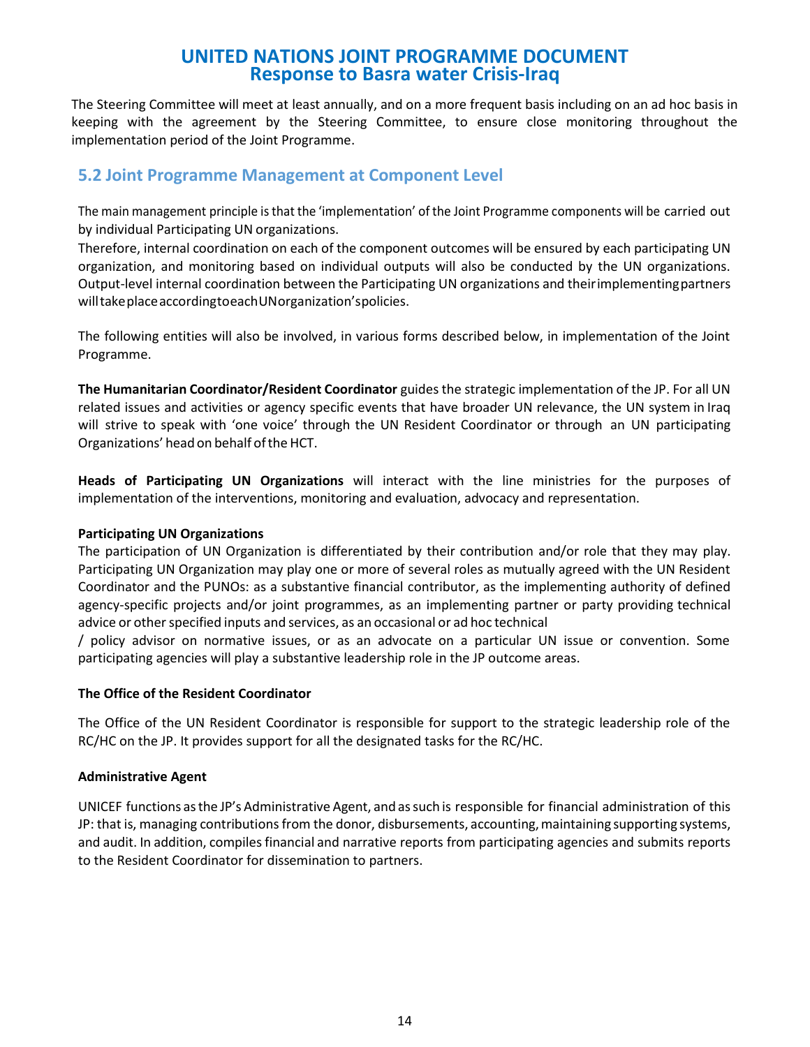The Steering Committee will meet at least annually, and on a more frequent basis including on an ad hoc basis in keeping with the agreement by the Steering Committee, to ensure close monitoring throughout the implementation period of the Joint Programme.

## 5.2 Joint Programme Management at Component Level

The main management principle is that the 'implementation' of the Joint Programme components will be carried out by individual Participating UN organizations.
Therefore, internal coordination on each of the component outcomes will be ensured by each participating UN organization, and monitoring based on individual outputs will also be conducted by the UN organizations. Output-level internal coordination between the Participating UN organizations and their implementing partners will take place according to each UN organization's policies.

The following entities will also be involved, in various forms described below, in implementation of the Joint Programme.

**The Humanitarian Coordinator/Resident Coordinator** guides the strategic implementation of the JP. For all UN related issues and activities or agency specific events that have broader UN relevance, the UN system in Iraq will strive to speak with 'one voice' through the UN Resident Coordinator or through an UN participating Organizations' head on behalf of the HCT.

**Heads of Participating UN Organizations** will interact with the line ministries for the purposes of implementation of the interventions, monitoring and evaluation, advocacy and representation.

**Participating UN Organizations**

The participation of UN Organization is differentiated by their contribution and/or role that they may play. Participating UN Organization may play one or more of several roles as mutually agreed with the UN Resident Coordinator and the PUNOs: as a substantive financial contributor, as the implementing authority of defined agency-specific projects and/or joint programmes, as an implementing partner or party providing technical advice or other specified inputs and services, as an occasional or ad hoc technical / policy advisor on normative issues, or as an advocate on a particular UN issue or convention. Some participating agencies will play a substantive leadership role in the JP outcome areas.

**The Office of the Resident Coordinator**

The Office of the UN Resident Coordinator is responsible for support to the strategic leadership role of the RC/HC on the JP. It provides support for all the designated tasks for the RC/HC.

**Administrative Agent**

UNICEF functions as the JP's Administrative Agent, and as such is responsible for financial administration of this JP: that is, managing contributions from the donor, disbursements, accounting, maintaining supporting systems, and audit. In addition, compiles financial and narrative reports from participating agencies and submits reports to the Resident Coordinator for dissemination to partners.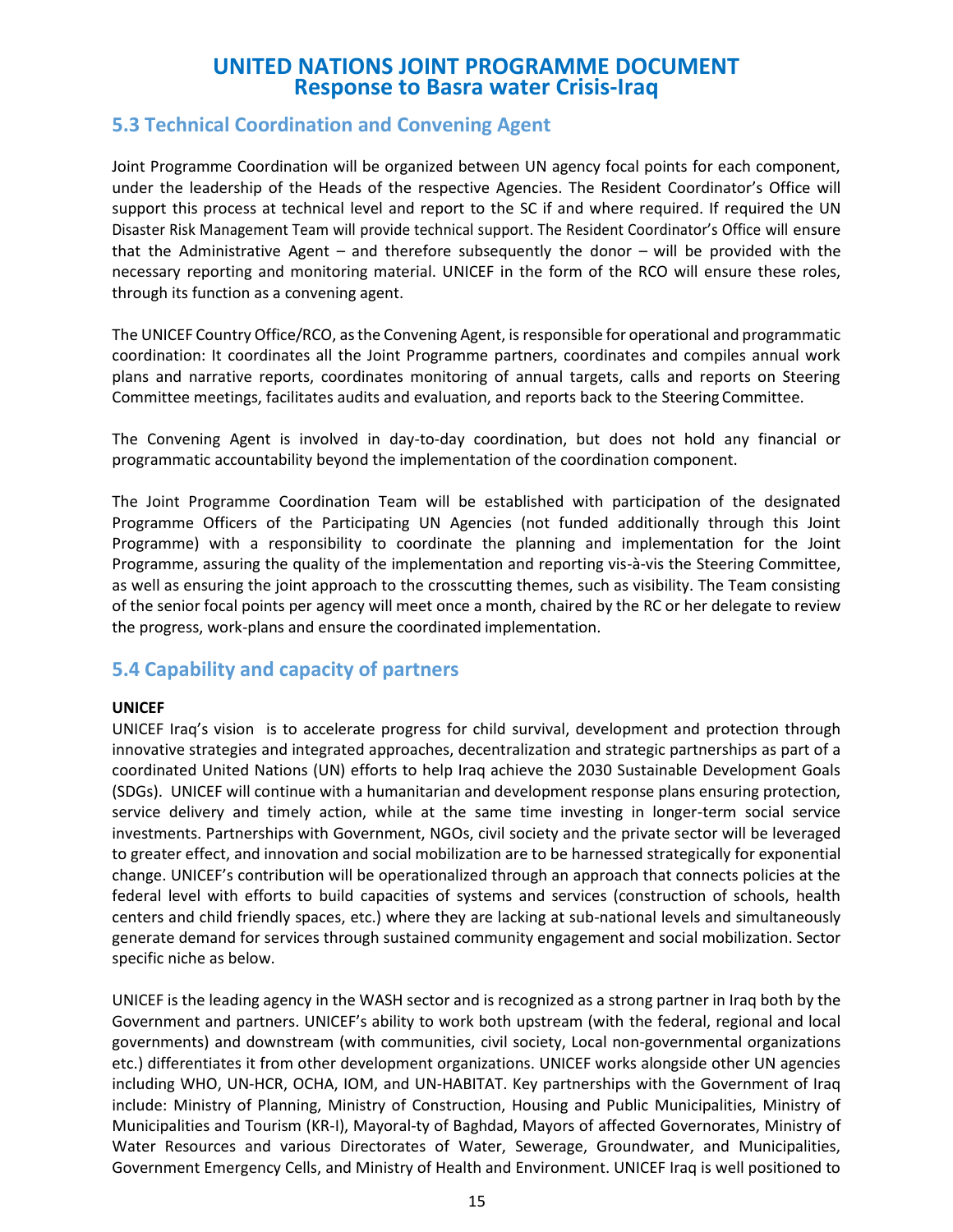## 5.3 Technical Coordination and Convening Agent

Joint Programme Coordination will be organized between UN agency focal points for each component, under the leadership of the Heads of the respective Agencies. The Resident Coordinator's Office will support this process at technical level and report to the SC if and where required. If required the UN Disaster Risk Management Team will provide technical support. The Resident Coordinator's Office will ensure that the Administrative Agent – and therefore subsequently the donor – will be provided with the necessary reporting and monitoring material. UNICEF in the form of the RCO will ensure these roles, through its function as a convening agent.

The UNICEF Country Office/RCO, as the Convening Agent, is responsible for operational and programmatic coordination: It coordinates all the Joint Programme partners, coordinates and compiles annual work plans and narrative reports, coordinates monitoring of annual targets, calls and reports on Steering Committee meetings, facilitates audits and evaluation, and reports back to the Steering Committee.

The Convening Agent is involved in day-to-day coordination, but does not hold any financial or programmatic accountability beyond the implementation of the coordination component.

The Joint Programme Coordination Team will be established with participation of the designated Programme Officers of the Participating UN Agencies (not funded additionally through this Joint Programme) with a responsibility to coordinate the planning and implementation for the Joint Programme, assuring the quality of the implementation and reporting vis-à-vis the Steering Committee, as well as ensuring the joint approach to the crosscutting themes, such as visibility. The Team consisting of the senior focal points per agency will meet once a month, chaired by the RC or her delegate to review the progress, work-plans and ensure the coordinated implementation.

## 5.4 Capability and capacity of partners

**UNICEF**

UNICEF Iraq's vision is to accelerate progress for child survival, development and protection through innovative strategies and integrated approaches, decentralization and strategic partnerships as part of a coordinated United Nations (UN) efforts to help Iraq achieve the 2030 Sustainable Development Goals (SDGs). UNICEF will continue with a humanitarian and development response plans ensuring protection, service delivery and timely action, while at the same time investing in longer-term social service investments. Partnerships with Government, NGOs, civil society and the private sector will be leveraged to greater effect, and innovation and social mobilization are to be harnessed strategically for exponential change. UNICEF's contribution will be operationalized through an approach that connects policies at the federal level with efforts to build capacities of systems and services (construction of schools, health centers and child friendly spaces, etc.) where they are lacking at sub-national levels and simultaneously generate demand for services through sustained community engagement and social mobilization. Sector specific niche as below.

UNICEF is the leading agency in the WASH sector and is recognized as a strong partner in Iraq both by the Government and partners. UNICEF's ability to work both upstream (with the federal, regional and local governments) and downstream (with communities, civil society, Local non-governmental organizations etc.) differentiates it from other development organizations. UNICEF works alongside other UN agencies including WHO, UN-HCR, OCHA, IOM, and UN-HABITAT. Key partnerships with the Government of Iraq include: Ministry of Planning, Ministry of Construction, Housing and Public Municipalities, Ministry of Municipalities and Tourism (KR-I), Mayoral-ty of Baghdad, Mayors of affected Governorates, Ministry of Water Resources and various Directorates of Water, Sewerage, Groundwater, and Municipalities, Government Emergency Cells, and Ministry of Health and Environment. UNICEF Iraq is well positioned to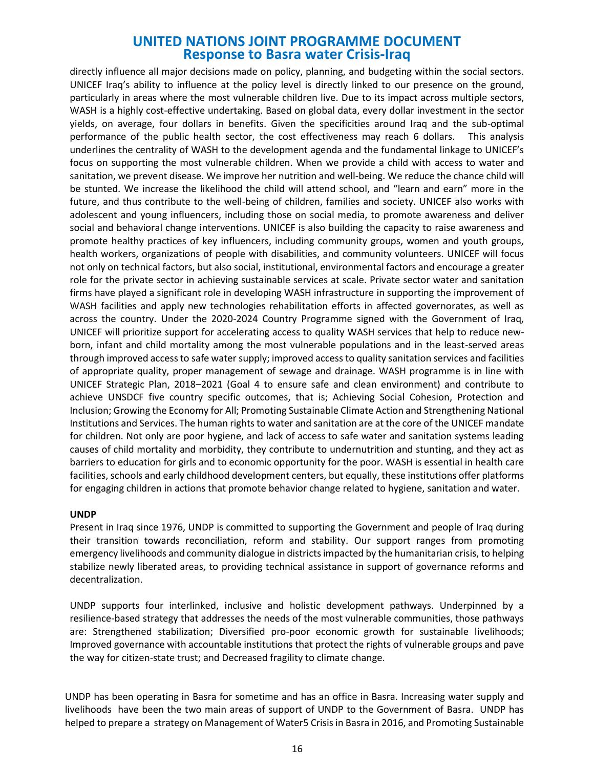directly influence all major decisions made on policy, planning, and budgeting within the social sectors. UNICEF Iraq's ability to influence at the policy level is directly linked to our presence on the ground, particularly in areas where the most vulnerable children live. Due to its impact across multiple sectors, WASH is a highly cost-effective undertaking. Based on global data, every dollar investment in the sector yields, on average, four dollars in benefits. Given the specificities around Iraq and the sub-optimal performance of the public health sector, the cost effectiveness may reach 6 dollars. This analysis underlines the centrality of WASH to the development agenda and the fundamental linkage to UNICEF's focus on supporting the most vulnerable children. When we provide a child with access to water and sanitation, we prevent disease. We improve her nutrition and well-being. We reduce the chance child will be stunted. We increase the likelihood the child will attend school, and "learn and earn" more in the future, and thus contribute to the well-being of children, families and society. UNICEF also works with adolescent and young influencers, including those on social media, to promote awareness and deliver social and behavioral change interventions. UNICEF is also building the capacity to raise awareness and promote healthy practices of key influencers, including community groups, women and youth groups, health workers, organizations of people with disabilities, and community volunteers. UNICEF will focus not only on technical factors, but also social, institutional, environmental factors and encourage a greater role for the private sector in achieving sustainable services at scale. Private sector water and sanitation firms have played a significant role in developing WASH infrastructure in supporting the improvement of WASH facilities and apply new technologies rehabilitation efforts in affected governorates, as well as across the country. Under the 2020-2024 Country Programme signed with the Government of Iraq, UNICEF will prioritize support for accelerating access to quality WASH services that help to reduce new-born, infant and child mortality among the most vulnerable populations and in the least-served areas through improved access to safe water supply; improved access to quality sanitation services and facilities of appropriate quality, proper management of sewage and drainage. WASH programme is in line with UNICEF Strategic Plan, 2018–2021 (Goal 4 to ensure safe and clean environment) and contribute to achieve UNSDCF five country specific outcomes, that is; Achieving Social Cohesion, Protection and Inclusion; Growing the Economy for All; Promoting Sustainable Climate Action and Strengthening National Institutions and Services. The human rights to water and sanitation are at the core of the UNICEF mandate for children. Not only are poor hygiene, and lack of access to safe water and sanitation systems leading causes of child mortality and morbidity, they contribute to undernutrition and stunting, and they act as barriers to education for girls and to economic opportunity for the poor. WASH is essential in health care facilities, schools and early childhood development centers, but equally, these institutions offer platforms for engaging children in actions that promote behavior change related to hygiene, sanitation and water.

**UNDP**

Present in Iraq since 1976, UNDP is committed to supporting the Government and people of Iraq during their transition towards reconciliation, reform and stability. Our support ranges from promoting emergency livelihoods and community dialogue in districts impacted by the humanitarian crisis, to helping stabilize newly liberated areas, to providing technical assistance in support of governance reforms and decentralization.

UNDP supports four interlinked, inclusive and holistic development pathways. Underpinned by a resilience-based strategy that addresses the needs of the most vulnerable communities, those pathways are: Strengthened stabilization; Diversified pro-poor economic growth for sustainable livelihoods; Improved governance with accountable institutions that protect the rights of vulnerable groups and pave the way for citizen-state trust; and Decreased fragility to climate change.

UNDP has been operating in Basra for sometime and has an office in Basra. Increasing water supply and livelihoods have been the two main areas of support of UNDP to the Government of Basra. UNDP has helped to prepare a strategy on Management of Water5 Crisis in Basra in 2016, and Promoting Sustainable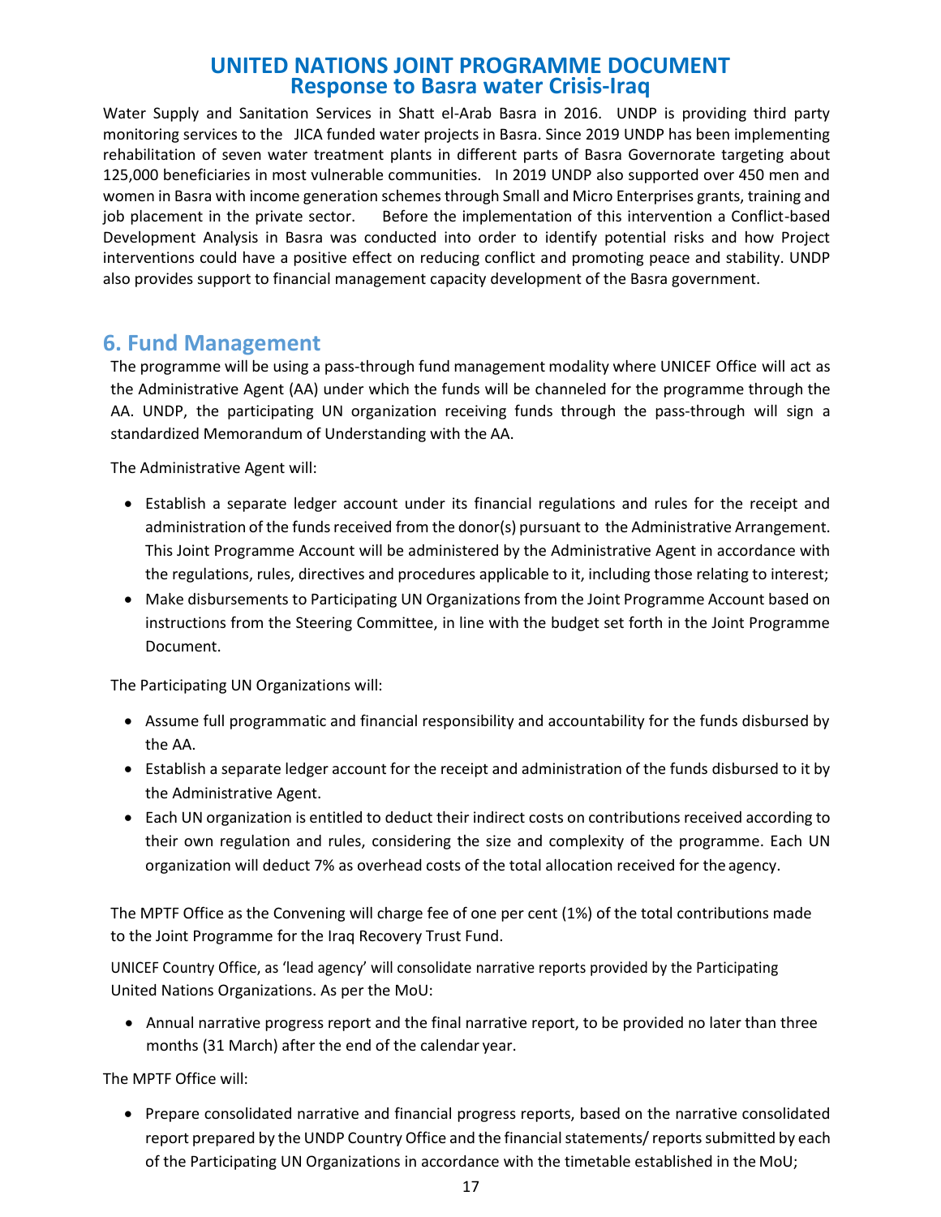Water Supply and Sanitation Services in Shatt el-Arab Basra in 2016. UNDP is providing third party monitoring services to the JICA funded water projects in Basra. Since 2019 UNDP has been implementing rehabilitation of seven water treatment plants in different parts of Basra Governorate targeting about 125,000 beneficiaries in most vulnerable communities. In 2019 UNDP also supported over 450 men and women in Basra with income generation schemes through Small and Micro Enterprises grants, training and job placement in the private sector. Before the implementation of this intervention a Conflict-based Development Analysis in Basra was conducted into order to identify potential risks and how Project interventions could have a positive effect on reducing conflict and promoting peace and stability. UNDP also provides support to financial management capacity development of the Basra government.

## 6. Fund Management

The programme will be using a pass-through fund management modality where UNICEF Office will act as the Administrative Agent (AA) under which the funds will be channeled for the programme through the AA. UNDP, the participating UN organization receiving funds through the pass-through will sign a standardized Memorandum of Understanding with the AA.

The Administrative Agent will:

- Establish a separate ledger account under its financial regulations and rules for the receipt and administration of the funds received from the donor(s) pursuant to the Administrative Arrangement. This Joint Programme Account will be administered by the Administrative Agent in accordance with the regulations, rules, directives and procedures applicable to it, including those relating to interest;
- Make disbursements to Participating UN Organizations from the Joint Programme Account based on instructions from the Steering Committee, in line with the budget set forth in the Joint Programme Document.

The Participating UN Organizations will:

- Assume full programmatic and financial responsibility and accountability for the funds disbursed by the AA.
- Establish a separate ledger account for the receipt and administration of the funds disbursed to it by the Administrative Agent.
- Each UN organization is entitled to deduct their indirect costs on contributions received according to their own regulation and rules, considering the size and complexity of the programme. Each UN organization will deduct 7% as overhead costs of the total allocation received for the agency.

The MPTF Office as the Convening will charge fee of one per cent (1%) of the total contributions made to the Joint Programme for the Iraq Recovery Trust Fund.

UNICEF Country Office, as 'lead agency' will consolidate narrative reports provided by the Participating United Nations Organizations. As per the MoU:

- Annual narrative progress report and the final narrative report, to be provided no later than three months (31 March) after the end of the calendar year.

The MPTF Office will:

- Prepare consolidated narrative and financial progress reports, based on the narrative consolidated report prepared by the UNDP Country Office and the financial statements/ reports submitted by each of the Participating UN Organizations in accordance with the timetable established in the MoU;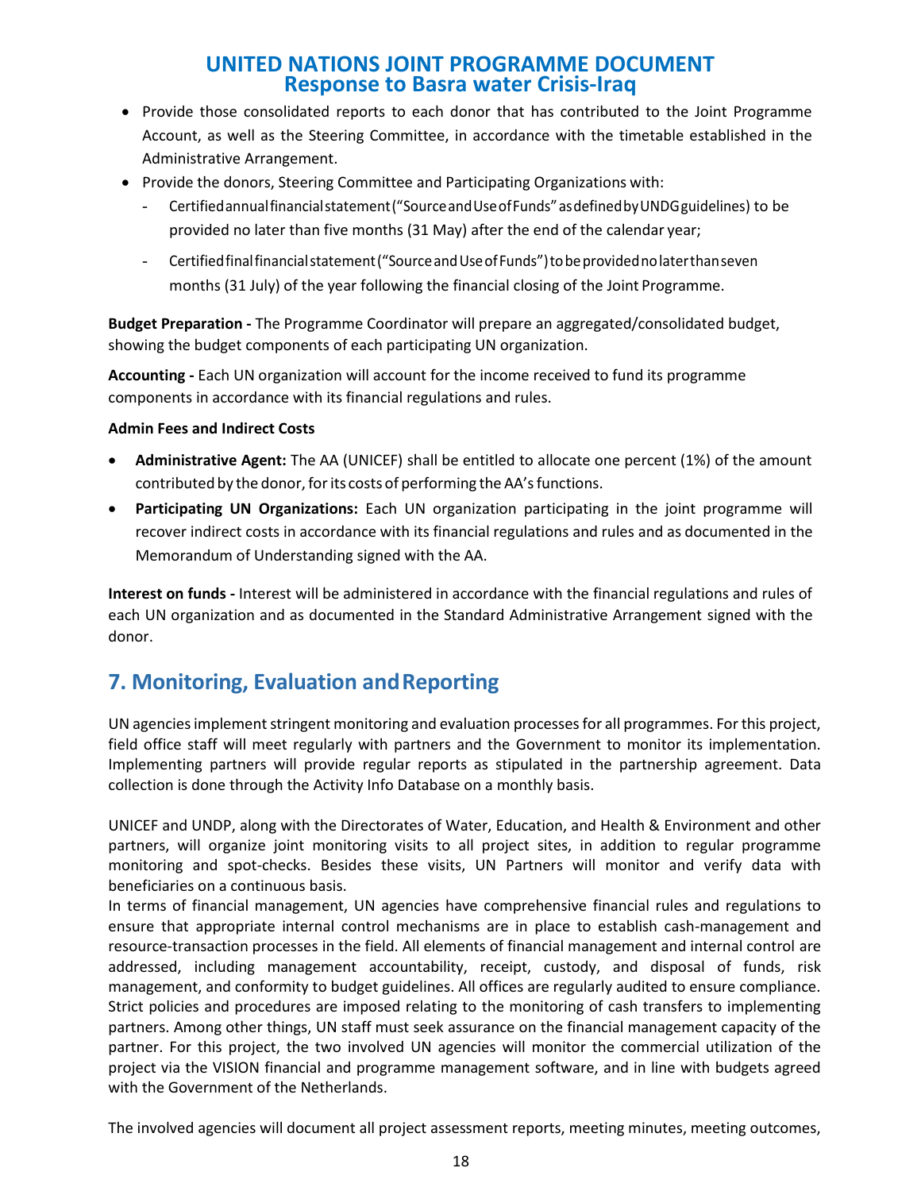- Provide those consolidated reports to each donor that has contributed to the Joint Programme Account, as well as the Steering Committee, in accordance with the timetable established in the Administrative Arrangement.
- Provide the donors, Steering Committee and Participating Organizations with:
  - Certified annual financial statement ("Source and Use of Funds" as defined by UNDG guidelines) to be provided no later than five months (31 May) after the end of the calendar year;
  - Certified final financial statement ("Source and Use of Funds") to be provided no later than seven months (31 July) of the year following the financial closing of the Joint Programme.

**Budget Preparation -** The Programme Coordinator will prepare an aggregated/consolidated budget, showing the budget components of each participating UN organization.

**Accounting -** Each UN organization will account for the income received to fund its programme components in accordance with its financial regulations and rules.

**Admin Fees and Indirect Costs**

- **Administrative Agent:** The AA (UNICEF) shall be entitled to allocate one percent (1%) of the amount contributed by the donor, for its costs of performing the AA's functions.
- **Participating UN Organizations:** Each UN organization participating in the joint programme will recover indirect costs in accordance with its financial regulations and rules and as documented in the Memorandum of Understanding signed with the AA.

**Interest on funds -** Interest will be administered in accordance with the financial regulations and rules of each UN organization and as documented in the Standard Administrative Arrangement signed with the donor.

## 7. Monitoring, Evaluation and Reporting

UN agencies implement stringent monitoring and evaluation processes for all programmes. For this project, field office staff will meet regularly with partners and the Government to monitor its implementation. Implementing partners will provide regular reports as stipulated in the partnership agreement. Data collection is done through the Activity Info Database on a monthly basis.

UNICEF and UNDP, along with the Directorates of Water, Education, and Health & Environment and other partners, will organize joint monitoring visits to all project sites, in addition to regular programme monitoring and spot-checks. Besides these visits, UN Partners will monitor and verify data with beneficiaries on a continuous basis.

In terms of financial management, UN agencies have comprehensive financial rules and regulations to ensure that appropriate internal control mechanisms are in place to establish cash-management and resource-transaction processes in the field. All elements of financial management and internal control are addressed, including management accountability, receipt, custody, and disposal of funds, risk management, and conformity to budget guidelines. All offices are regularly audited to ensure compliance. Strict policies and procedures are imposed relating to the monitoring of cash transfers to implementing partners. Among other things, UN staff must seek assurance on the financial management capacity of the partner. For this project, the two involved UN agencies will monitor the commercial utilization of the project via the VISION financial and programme management software, and in line with budgets agreed with the Government of the Netherlands.

The involved agencies will document all project assessment reports, meeting minutes, meeting outcomes,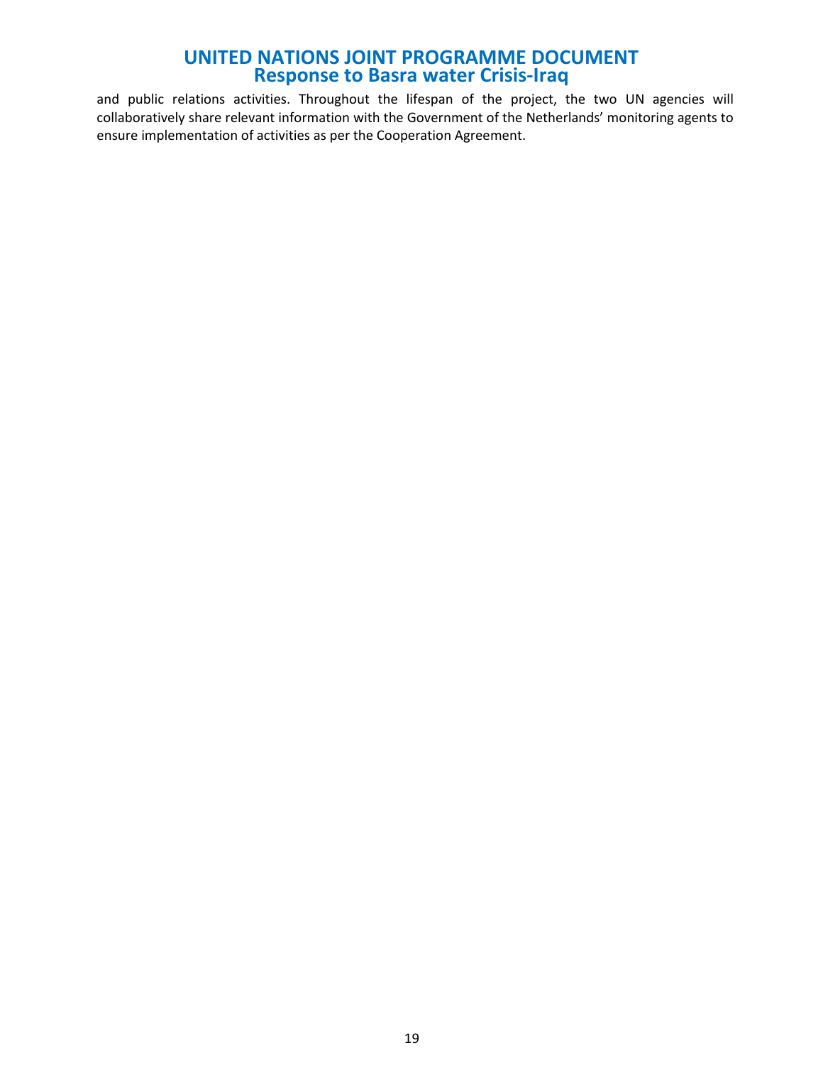and public relations activities. Throughout the lifespan of the project, the two UN agencies will collaboratively share relevant information with the Government of the Netherlands' monitoring agents to ensure implementation of activities as per the Cooperation Agreement.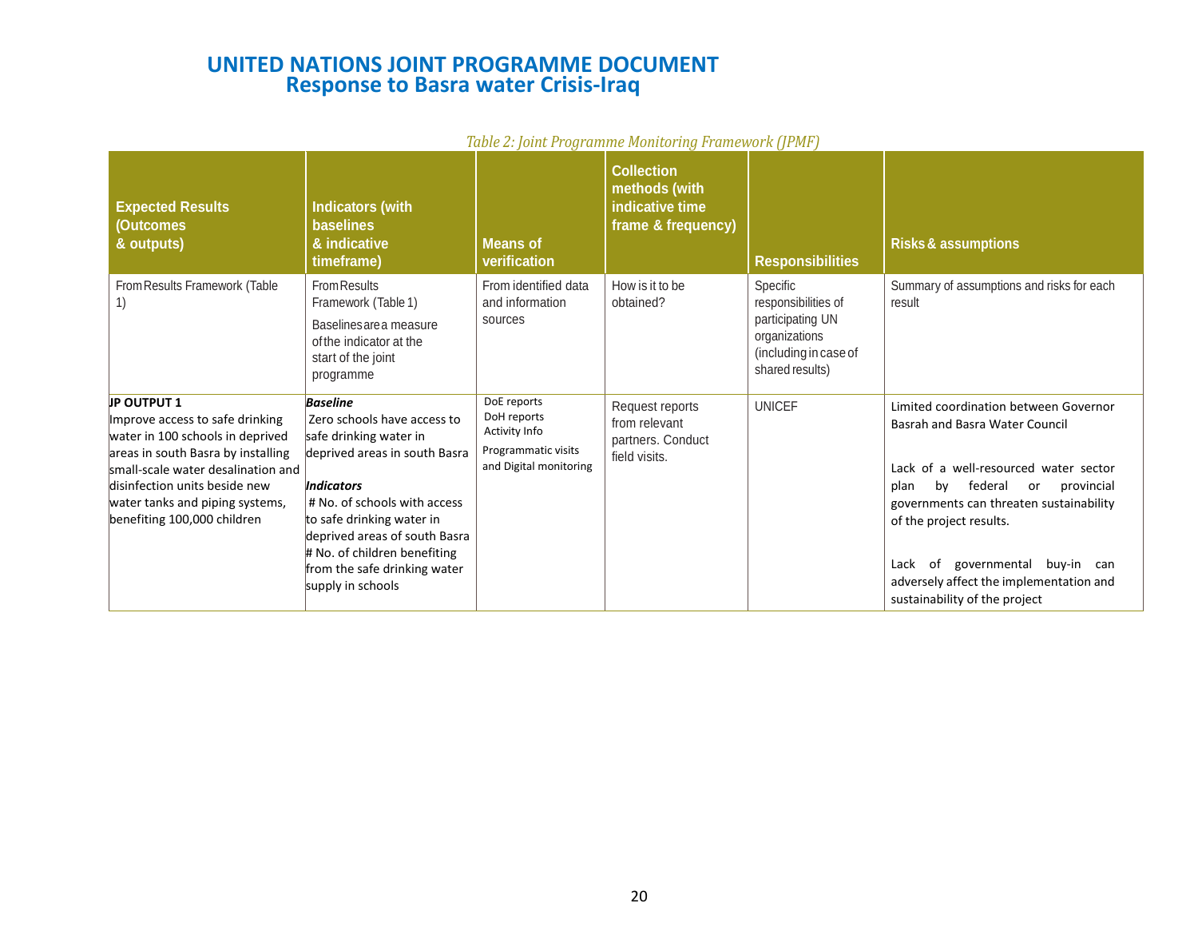# UNITED NATIONS JOINT PROGRAMME DOCUMENT
## Response to Basra water Crisis-Iraq

*Table 2: Joint Programme Monitoring Framework (JPMF)*

| Expected Results (Outcomes & outputs) | Indicators (with baselines & indicative timeframe) | Means of verification | Collection methods (with indicative time frame & frequency) | Responsibilities | Risks & assumptions |
|---|---|---|---|---|---|
| From Results Framework (Table 1) | From Results Framework (Table 1)<br><br>Baselines are a measure of the indicator at the start of the joint programme | From identified data and information sources | How is it to be obtained? | Specific responsibilities of participating UN organizations (including in case of shared results) | Summary of assumptions and risks for each result |
| **JP OUTPUT 1**<br>Improve access to safe drinking water in 100 schools in deprived areas in south Basra by installing small-scale water desalination and disinfection units beside new water tanks and piping systems, benefiting 100,000 children | ***Baseline***<br>Zero schools have access to safe drinking water in deprived areas in south Basra<br><br>***Indicators***<br># No. of schools with access to safe drinking water in deprived areas of south Basra<br># No. of children benefiting from the safe drinking water supply in schools | DoE reports<br>DoH reports<br>Activity Info<br>Programmatic visits and Digital monitoring | Request reports from relevant partners. Conduct field visits. | UNICEF | Limited coordination between Governor Basrah and Basra Water Council<br><br>Lack of a well-resourced water sector plan by federal or provincial governments can threaten sustainability of the project results.<br><br>Lack of governmental buy-in can adversely affect the implementation and sustainability of the project |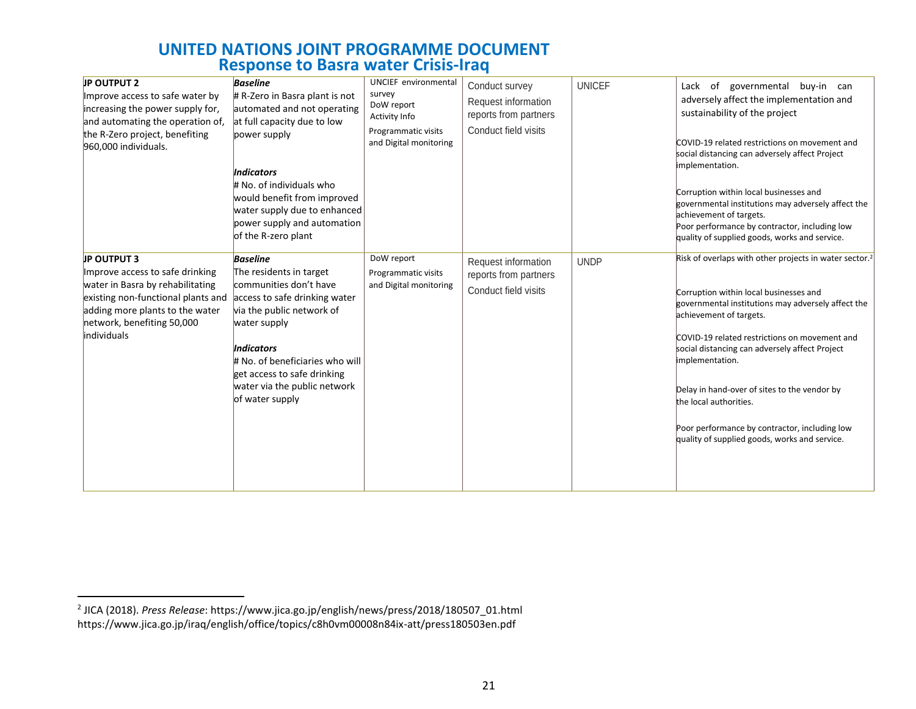| | | | | | |
|---|---|---|---|---|---|
| **JP OUTPUT 2**<br>Improve access to safe water by increasing the power supply for, and automating the operation of, the R-Zero project, benefiting 960,000 individuals. | ***Baseline***<br># R-Zero in Basra plant is not automated and not operating at full capacity due to low power supply<br><br>***Indicators***<br># No. of individuals who would benefit from improved water supply due to enhanced power supply and automation of the R-zero plant | UNCIEF environmental survey<br>DoW report<br>Activity Info<br>Programmatic visits and Digital monitoring | Conduct survey<br>Request information reports from partners<br>Conduct field visits | UNICEF | Lack of governmental buy-in can adversely affect the implementation and sustainability of the project<br><br>COVID-19 related restrictions on movement and social distancing can adversely affect Project implementation.<br><br>Corruption within local businesses and governmental institutions may adversely affect the achievement of targets.<br>Poor performance by contractor, including low quality of supplied goods, works and service. |
| **JP OUTPUT 3**<br>Improve access to safe drinking water in Basra by rehabilitating existing non-functional plants and adding more plants to the water network, benefiting 50,000 individuals | ***Baseline***<br>The residents in target communities don't have access to safe drinking water via the public network of water supply<br><br>***Indicators***<br># No. of beneficiaries who will get access to safe drinking water via the public network of water supply | DoW report<br>Programmatic visits and Digital monitoring | Request information reports from partners<br>Conduct field visits | UNDP | Risk of overlaps with other projects in water sector.[2]<br><br>Corruption within local businesses and governmental institutions may adversely affect the achievement of targets.<br><br>COVID-19 related restrictions on movement and social distancing can adversely affect Project implementation.<br><br>Delay in hand-over of sites to the vendor by the local authorities.<br><br>Poor performance by contractor, including low quality of supplied goods, works and service. |

[2] JICA (2018). *Press Release*: https://www.jica.go.jp/english/news/press/2018/180507_01.html https://www.jica.go.jp/iraq/english/office/topics/c8h0vm00008n84ix-att/press180503en.pdf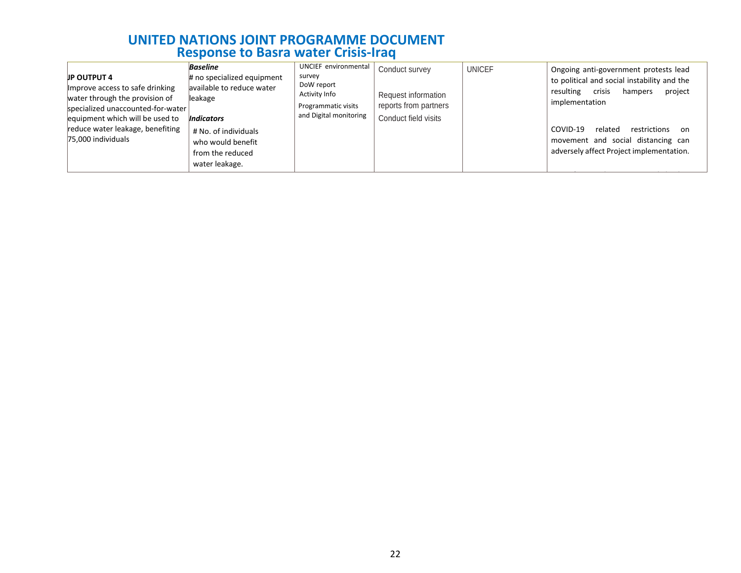# UNITED NATIONS JOINT PROGRAMME DOCUMENT
## Response to Basra water Crisis-Iraq

| | | | | | |
|---|---|---|---|---|---|
| **JP OUTPUT 4**<br>Improve access to safe drinking water through the provision of specialized unaccounted-for-water equipment which will be used to reduce water leakage, benefiting 75,000 individuals | ***Baseline***<br># no specialized equipment available to reduce water leakage<br>***Indicators***<br># No. of individuals who would benefit from the reduced water leakage. | UNCIEF environmental survey<br>DoW report<br>Activity Info<br>Programmatic visits and Digital monitoring | Conduct survey<br>Request information reports from partners<br>Conduct field visits | UNICEF | Ongoing anti-government protests lead to political and social instability and the resulting crisis hampers project implementation<br>COVID-19 related restrictions on movement and social distancing can adversely affect Project implementation. |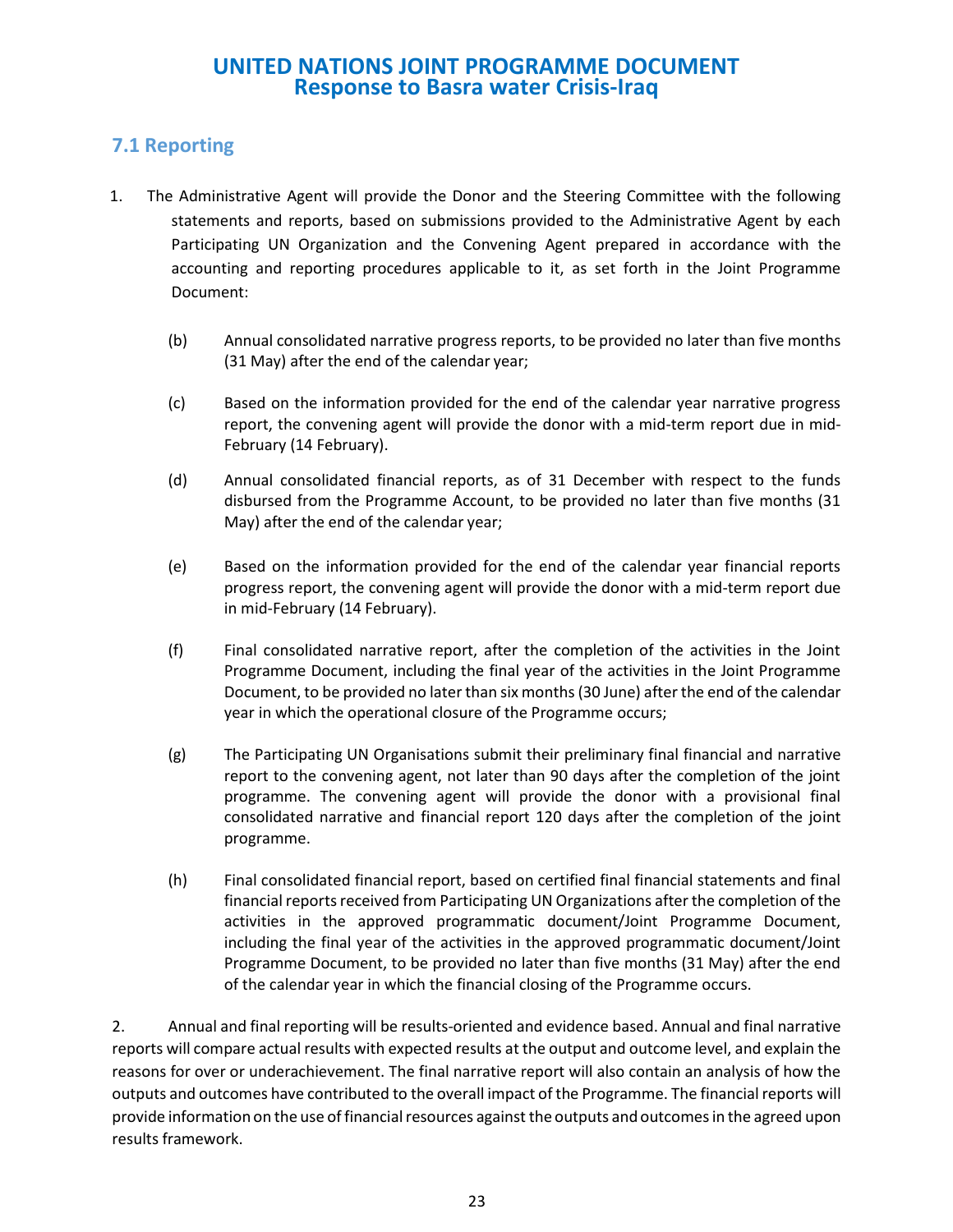## 7.1 Reporting

1. The Administrative Agent will provide the Donor and the Steering Committee with the following statements and reports, based on submissions provided to the Administrative Agent by each Participating UN Organization and the Convening Agent prepared in accordance with the accounting and reporting procedures applicable to it, as set forth in the Joint Programme Document:

   (b) Annual consolidated narrative progress reports, to be provided no later than five months (31 May) after the end of the calendar year;

   (c) Based on the information provided for the end of the calendar year narrative progress report, the convening agent will provide the donor with a mid-term report due in mid-February (14 February).

   (d) Annual consolidated financial reports, as of 31 December with respect to the funds disbursed from the Programme Account, to be provided no later than five months (31 May) after the end of the calendar year;

   (e) Based on the information provided for the end of the calendar year financial reports progress report, the convening agent will provide the donor with a mid-term report due in mid-February (14 February).

   (f) Final consolidated narrative report, after the completion of the activities in the Joint Programme Document, including the final year of the activities in the Joint Programme Document, to be provided no later than six months (30 June) after the end of the calendar year in which the operational closure of the Programme occurs;

   (g) The Participating UN Organisations submit their preliminary final financial and narrative report to the convening agent, not later than 90 days after the completion of the joint programme. The convening agent will provide the donor with a provisional final consolidated narrative and financial report 120 days after the completion of the joint programme.

   (h) Final consolidated financial report, based on certified final financial statements and final financial reports received from Participating UN Organizations after the completion of the activities in the approved programmatic document/Joint Programme Document, including the final year of the activities in the approved programmatic document/Joint Programme Document, to be provided no later than five months (31 May) after the end of the calendar year in which the financial closing of the Programme occurs.

2. Annual and final reporting will be results-oriented and evidence based. Annual and final narrative reports will compare actual results with expected results at the output and outcome level, and explain the reasons for over or underachievement. The final narrative report will also contain an analysis of how the outputs and outcomes have contributed to the overall impact of the Programme. The financial reports will provide information on the use of financial resources against the outputs and outcomes in the agreed upon results framework.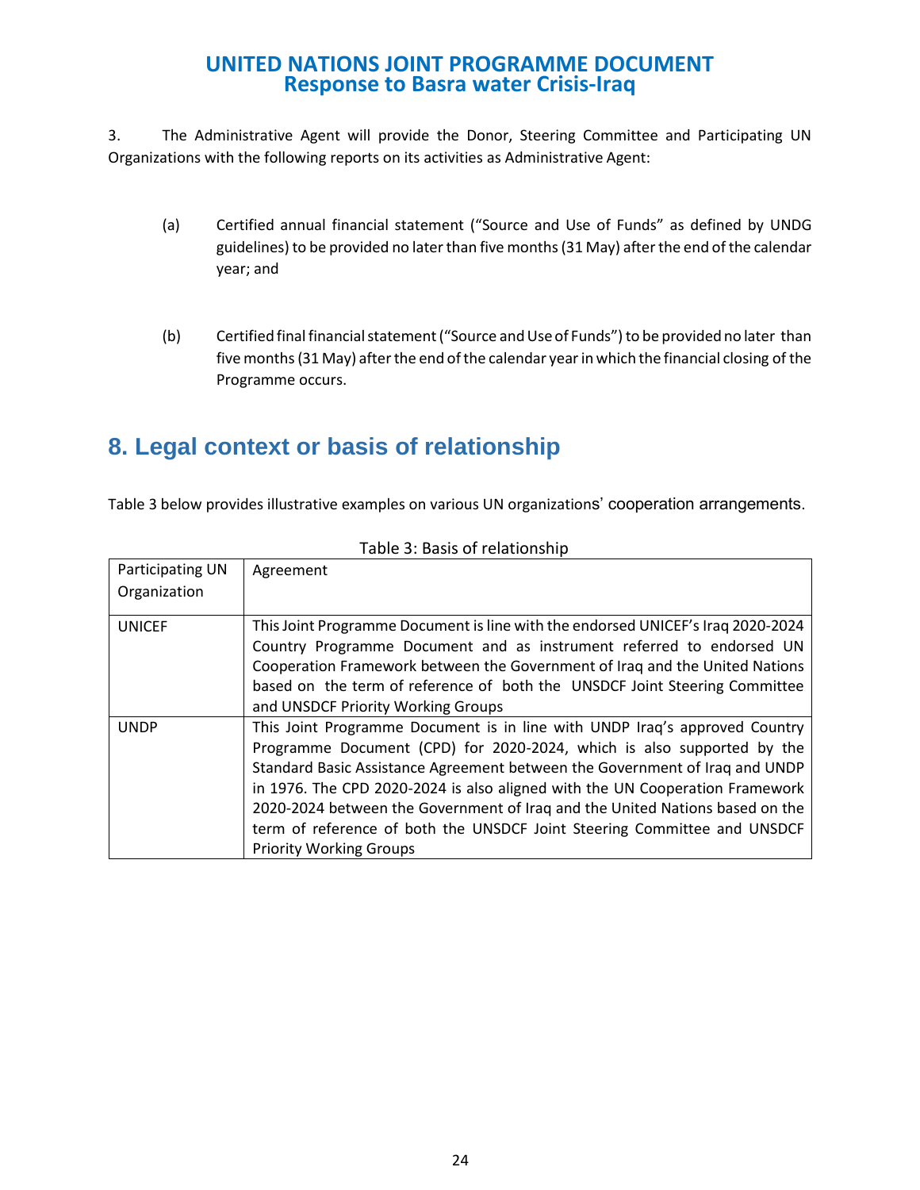3. The Administrative Agent will provide the Donor, Steering Committee and Participating UN Organizations with the following reports on its activities as Administrative Agent:

(a) Certified annual financial statement ("Source and Use of Funds" as defined by UNDG guidelines) to be provided no later than five months (31 May) after the end of the calendar year; and

(b) Certified final financial statement ("Source and Use of Funds") to be provided no later than five months (31 May) after the end of the calendar year in which the financial closing of the Programme occurs.

## 8. Legal context or basis of relationship

Table 3 below provides illustrative examples on various UN organizations' cooperation arrangements.

Table 3: Basis of relationship

| Participating UN Organization | Agreement |
|---|---|
| UNICEF | This Joint Programme Document is line with the endorsed UNICEF's Iraq 2020-2024 Country Programme Document and as instrument referred to endorsed UN Cooperation Framework between the Government of Iraq and the United Nations based on the term of reference of both the UNSDCF Joint Steering Committee and UNSDCF Priority Working Groups |
| UNDP | This Joint Programme Document is in line with UNDP Iraq's approved Country Programme Document (CPD) for 2020-2024, which is also supported by the Standard Basic Assistance Agreement between the Government of Iraq and UNDP in 1976. The CPD 2020-2024 is also aligned with the UN Cooperation Framework 2020-2024 between the Government of Iraq and the United Nations based on the term of reference of both the UNSDCF Joint Steering Committee and UNSDCF Priority Working Groups |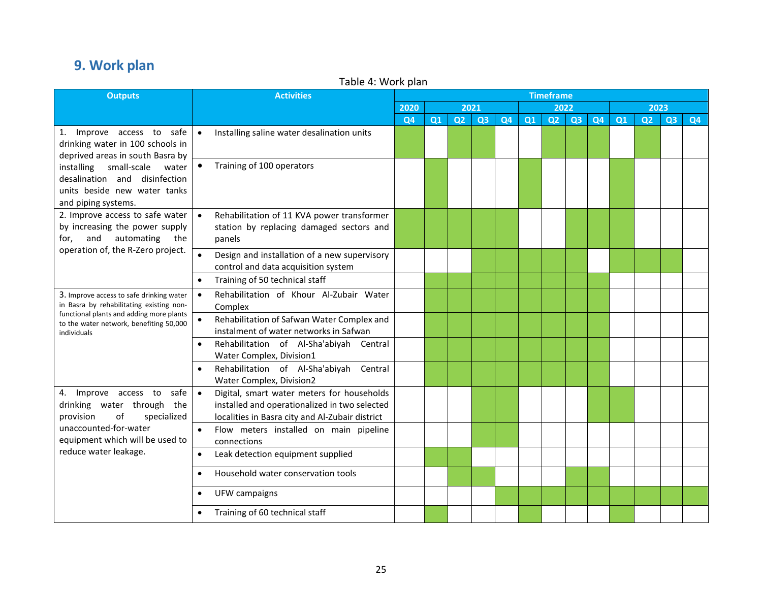# 9. Work plan

Table 4: Work plan

(Shaded cells in the original timeframe are marked with X.)

| Outputs | Activities | Timeframe | | | | | | | | | | | | |
|---|---|---|---|---|---|---|---|---|---|---|---|---|---|---|
| | | 2020 | 2021 | | | | 2022 | | | | 2023 | | | |
| | | Q4 | Q1 | Q2 | Q3 | Q4 | Q1 | Q2 | Q3 | Q4 | Q1 | Q2 | Q3 | Q4 |
| 1. Improve access to safe drinking water in 100 schools in deprived areas in south Basra by installing small-scale water desalination and disinfection units beside new water tanks and piping systems. | • Installing saline water desalination units | X | | X | X | | | X | X | X | | X | | |
| | • Training of 100 operators | | X | | | | X | | | | X | | | |
| 2. Improve access to safe water by increasing the power supply for, and automating the operation of, the R-Zero project. | • Rehabilitation of 11 KVA power transformer station by replacing damaged sectors and panels | X | X | X | X | X | | | X | X | X | | | |
| | • Design and installation of a new supervisory control and data acquisition system | | | | X | X | X | X | X | | X | X | X | |
| | • Training of 50 technical staff | | X | X | X | X | X | X | X | X | | | | |
| 3. Improve access to safe drinking water in Basra by rehabilitating existing non-functional plants and adding more plants to the water network, benefiting 50,000 individuals | • Rehabilitation of Khour Al-Zubair Water Complex | | X | X | X | X | X | X | X | X | | | | |
| | • Rehabilitation of Safwan Water Complex and instalment of water networks in Safwan | | X | X | X | X | X | X | X | X | | | | |
| | • Rehabilitation of Al-Sha'abiyah Central Water Complex, Division1 | | X | X | X | X | X | X | X | X | | | | |
| | • Rehabilitation of Al-Sha'abiyah Central Water Complex, Division2 | | X | X | X | X | X | X | X | X | | | | |
| 4. Improve access to safe drinking water through the provision of specialized unaccounted-for-water equipment which will be used to reduce water leakage. | • Digital, smart water meters for households installed and operationalized in two selected localities in Basra city and Al-Zubair district | | | | X | X | | | | X | X | | | |
| | • Flow meters installed on main pipeline connections | | | | X | X | | | | | | | | |
| | • Leak detection equipment supplied | | X | X | | | | | | | | | | |
| | • Household water conservation tools | | | X | X | | | | X | X | | | | |
| | • UFW campaigns | | | | | X | X | X | X | X | X | X | X | X |
| | • Training of 60 technical staff | | X | | | | X | | | | X | | | |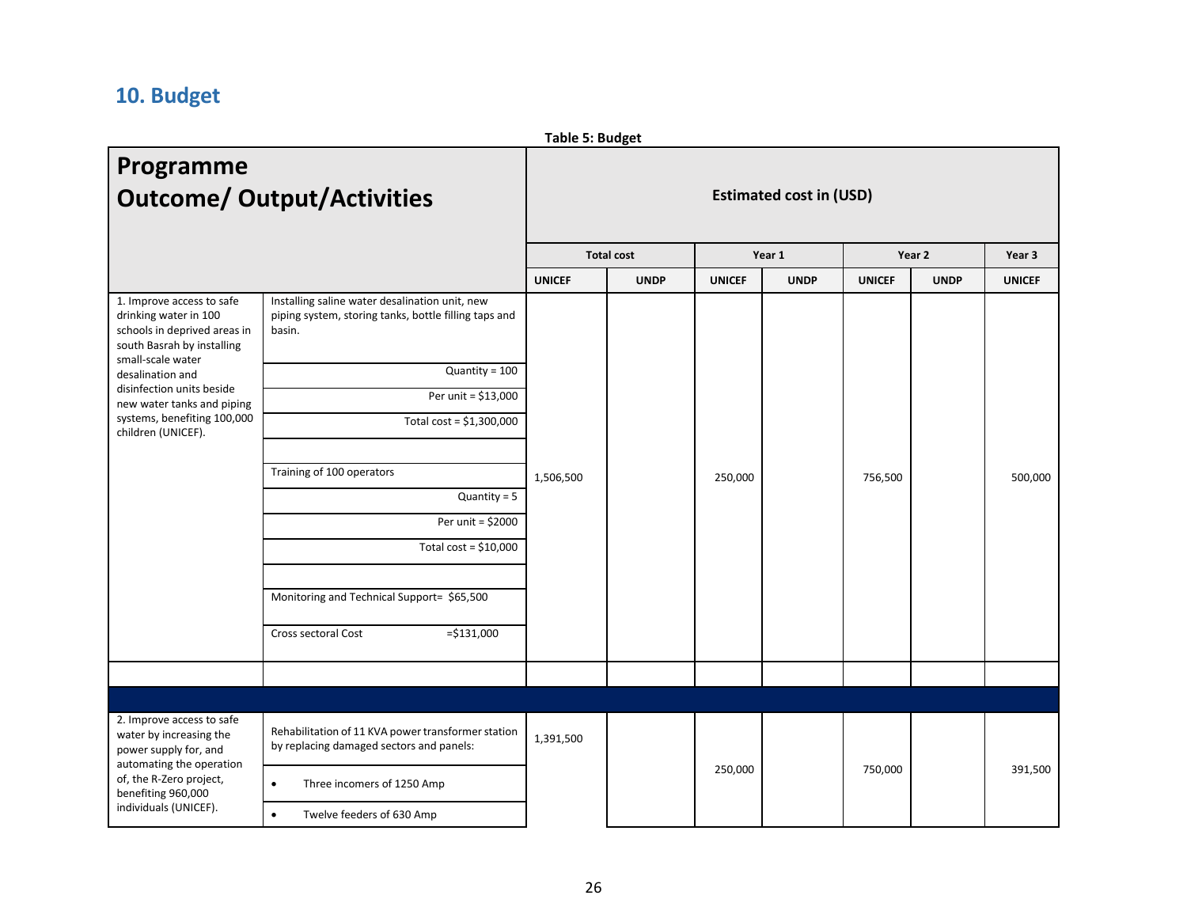## 10. Budget

**Table 5: Budget**

| Programme Outcome/ Output/Activities | | Estimated cost in (USD) | | | | | | |
|---|---|---|---|---|---|---|---|---|
| | | Total cost | | Year 1 | | Year 2 | | Year 3 |
| | | UNICEF | UNDP | UNICEF | UNDP | UNICEF | UNDP | UNICEF |
| 1. Improve access to safe drinking water in 100 schools in deprived areas in south Basrah by installing small-scale water desalination and disinfection units beside new water tanks and piping systems, benefiting 100,000 children (UNICEF). | Installing saline water desalination unit, new piping system, storing tanks, bottle filling taps and basin.<br>Quantity = 100<br>Per unit = $13,000<br>Total cost = $1,300,000<br><br>Training of 100 operators<br>Quantity = 5<br>Per unit = $2000<br>Total cost = $10,000<br><br>Monitoring and Technical Support= $65,500<br>Cross sectoral Cost =$131,000 | 1,506,500 | | 250,000 | | 756,500 | | 500,000 |
| | | | | | | | | |
| | | | | | | | | |
| 2. Improve access to safe water by increasing the power supply for, and automating the operation of, the R-Zero project, benefiting 960,000 individuals (UNICEF). | Rehabilitation of 11 KVA power transformer station by replacing damaged sectors and panels:<br>• Three incomers of 1250 Amp<br>• Twelve feeders of 630 Amp | 1,391,500 | | 250,000 | | 750,000 | | 391,500 |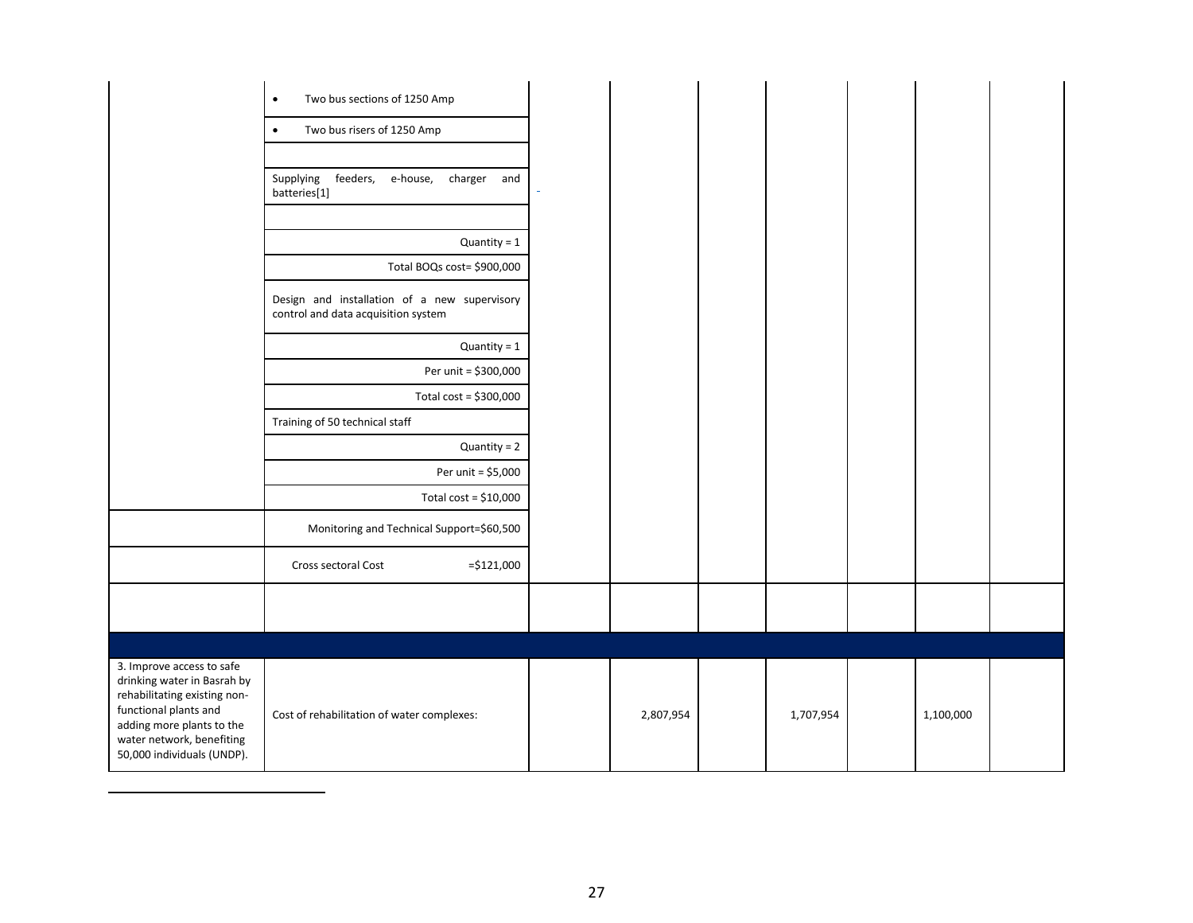| | | | | | | | | |
|---|---|---|---|---|---|---|---|---|
| | • Two bus sections of 1250 Amp | | | | | | | |
| | • Two bus risers of 1250 Amp | | | | | | | |
| | | | | | | | | |
| | Supplying feeders, e-house, charger and batteries[1] | - | | | | | | |
| | | | | | | | | |
| | Quantity = 1 | | | | | | | |
| | Total BOQs cost= $900,000 | | | | | | | |
| | Design and installation of a new supervisory control and data acquisition system | | | | | | | |
| | Quantity = 1 | | | | | | | |
| | Per unit = $300,000 | | | | | | | |
| | Total cost = $300,000 | | | | | | | |
| | Training of 50 technical staff | | | | | | | |
| | Quantity = 2 | | | | | | | |
| | Per unit = $5,000 | | | | | | | |
| | Total cost = $10,000 | | | | | | | |
| | Monitoring and Technical Support=$60,500 | | | | | | | |
| | Cross sectoral Cost =$121,000 | | | | | | | |
| | | | | | | | | |
| | | | | | | | | |
| 3. Improve access to safe drinking water in Basrah by rehabilitating existing non-functional plants and adding more plants to the water network, benefiting 50,000 individuals (UNDP). | Cost of rehabilitation of water complexes: | | 2,807,954 | | 1,707,954 | | 1,100,000 | |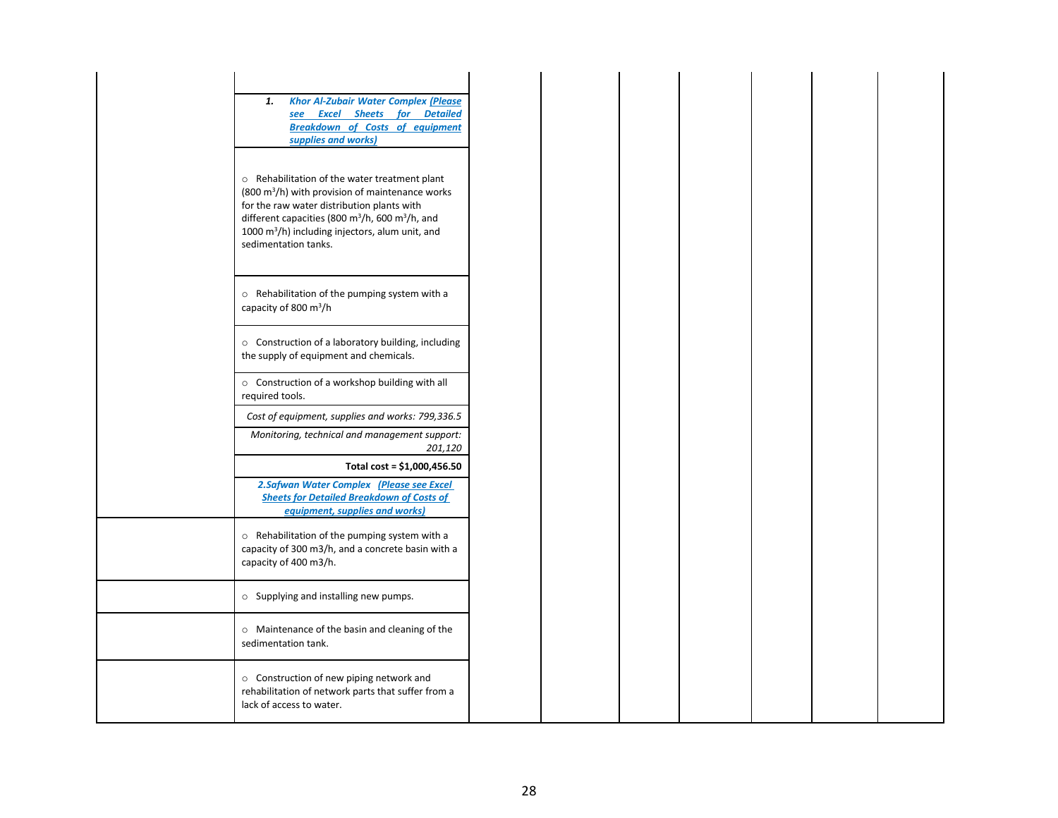| | | | | | | | | |
|---|---|---|---|---|---|---|---|---|
| | | | | | | | | |
| | ***1. Khor Al-Zubair Water Complex (Please see Excel Sheets for Detailed Breakdown of Costs of equipment supplies and works)*** | | | | | | | |
| | ○ Rehabilitation of the water treatment plant (800 $m^3$/h) with provision of maintenance works for the raw water distribution plants with different capacities (800 $m^3$/h, 600 $m^3$/h, and 1000 $m^3$/h) including injectors, alum unit, and sedimentation tanks. | | | | | | | |
| | ○ Rehabilitation of the pumping system with a capacity of 800 $m^3$/h | | | | | | | |
| | ○ Construction of a laboratory building, including the supply of equipment and chemicals. | | | | | | | |
| | ○ Construction of a workshop building with all required tools. | | | | | | | |
| | *Cost of equipment, supplies and works: 799,336.5* | | | | | | | |
| | *Monitoring, technical and management support: 201,120* | | | | | | | |
| | **Total cost = $1,000,456.50** | | | | | | | |
| | ***2.Safwan Water Complex (Please see Excel Sheets for Detailed Breakdown of Costs of equipment, supplies and works)*** | | | | | | | |
| | ○ Rehabilitation of the pumping system with a capacity of 300 m3/h, and a concrete basin with a capacity of 400 m3/h. | | | | | | | |
| | ○ Supplying and installing new pumps. | | | | | | | |
| | ○ Maintenance of the basin and cleaning of the sedimentation tank. | | | | | | | |
| | ○ Construction of new piping network and rehabilitation of network parts that suffer from a lack of access to water. | | | | | | | |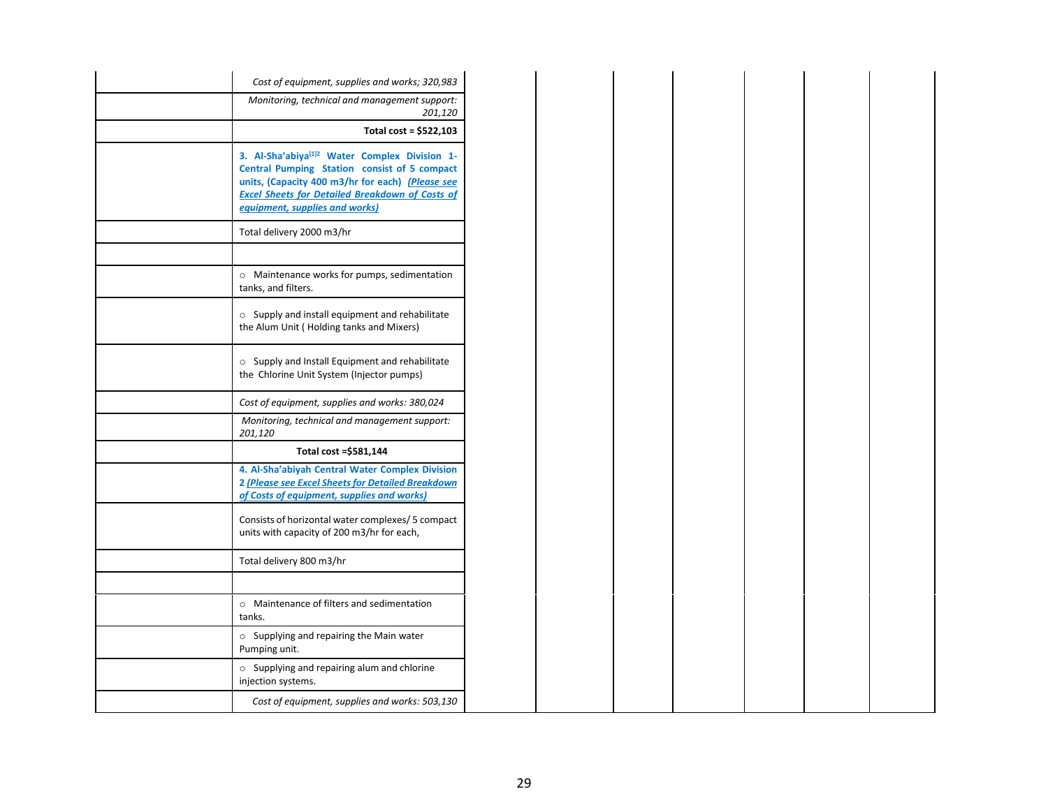| | | | | | | | |
|---|---|---|---|---|---|---|---|
| | *Cost of equipment, supplies and works; 320,983* | | | | | | |
| | *Monitoring, technical and management support: 201,120* | | | | | | |
| | **Total cost = $522,103** | | | | | | |
| | **3. Al-Sha'abiya[1]2 Water Complex Division 1- Central Pumping Station consist of 5 compact units, (Capacity 400 m3/hr for each)** ***(Please see Excel Sheets for Detailed Breakdown of Costs of equipment, supplies and works)*** | | | | | | |
| | Total delivery 2000 m3/hr | | | | | | |
| | | | | | | | |
| | ○ Maintenance works for pumps, sedimentation tanks, and filters. | | | | | | |
| | ○ Supply and install equipment and rehabilitate the Alum Unit ( Holding tanks and Mixers) | | | | | | |
| | ○ Supply and Install Equipment and rehabilitate the Chlorine Unit System (Injector pumps) | | | | | | |
| | *Cost of equipment, supplies and works: 380,024* | | | | | | |
| | *Monitoring, technical and management support: 201,120* | | | | | | |
| | **Total cost =$581,144** | | | | | | |
| | **4. Al-Sha'abiyah Central Water Complex Division 2** ***(Please see Excel Sheets for Detailed Breakdown of Costs of equipment, supplies and works)*** | | | | | | |
| | Consists of horizontal water complexes/ 5 compact units with capacity of 200 m3/hr for each, | | | | | | |
| | Total delivery 800 m3/hr | | | | | | |
| | | | | | | | |
| | ○ Maintenance of filters and sedimentation tanks. | | | | | | |
| | ○ Supplying and repairing the Main water Pumping unit. | | | | | | |
| | ○ Supplying and repairing alum and chlorine injection systems. | | | | | | |
| | *Cost of equipment, supplies and works: 503,130* | | | | | | |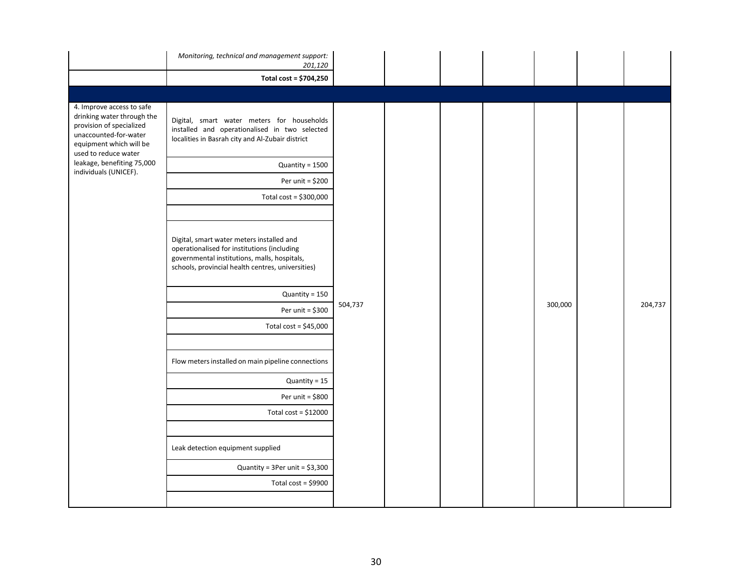| | | | | | | | | |
|---|---|---|---|---|---|---|---|---|
| | *Monitoring, technical and management support: 201,120* | | | | | | | |
| | **Total cost = $704,250** | | | | | | | |
| | | | | | | | | |
| 4. Improve access to safe drinking water through the provision of specialized unaccounted-for-water equipment which will be used to reduce water leakage, benefiting 75,000 individuals (UNICEF). | Digital, smart water meters for households installed and operationalised in two selected localities in Basrah city and Al-Zubair district | 504,737 | | | | 300,000 | | 204,737 |
| | Quantity = 1500 | | | | | | | |
| | Per unit = $200 | | | | | | | |
| | Total cost = $300,000 | | | | | | | |
| | | | | | | | | |
| | Digital, smart water meters installed and operationalised for institutions (including governmental institutions, malls, hospitals, schools, provincial health centres, universities) | | | | | | | |
| | Quantity = 150 | | | | | | | |
| | Per unit = $300 | | | | | | | |
| | Total cost = $45,000 | | | | | | | |
| | | | | | | | | |
| | Flow meters installed on main pipeline connections | | | | | | | |
| | Quantity = 15 | | | | | | | |
| | Per unit = $800 | | | | | | | |
| | Total cost = $12000 | | | | | | | |
| | | | | | | | | |
| | Leak detection equipment supplied | | | | | | | |
| | Quantity = 3Per unit = $3,300 | | | | | | | |
| | Total cost = $9900 | | | | | | | |
| | | | | | | | | |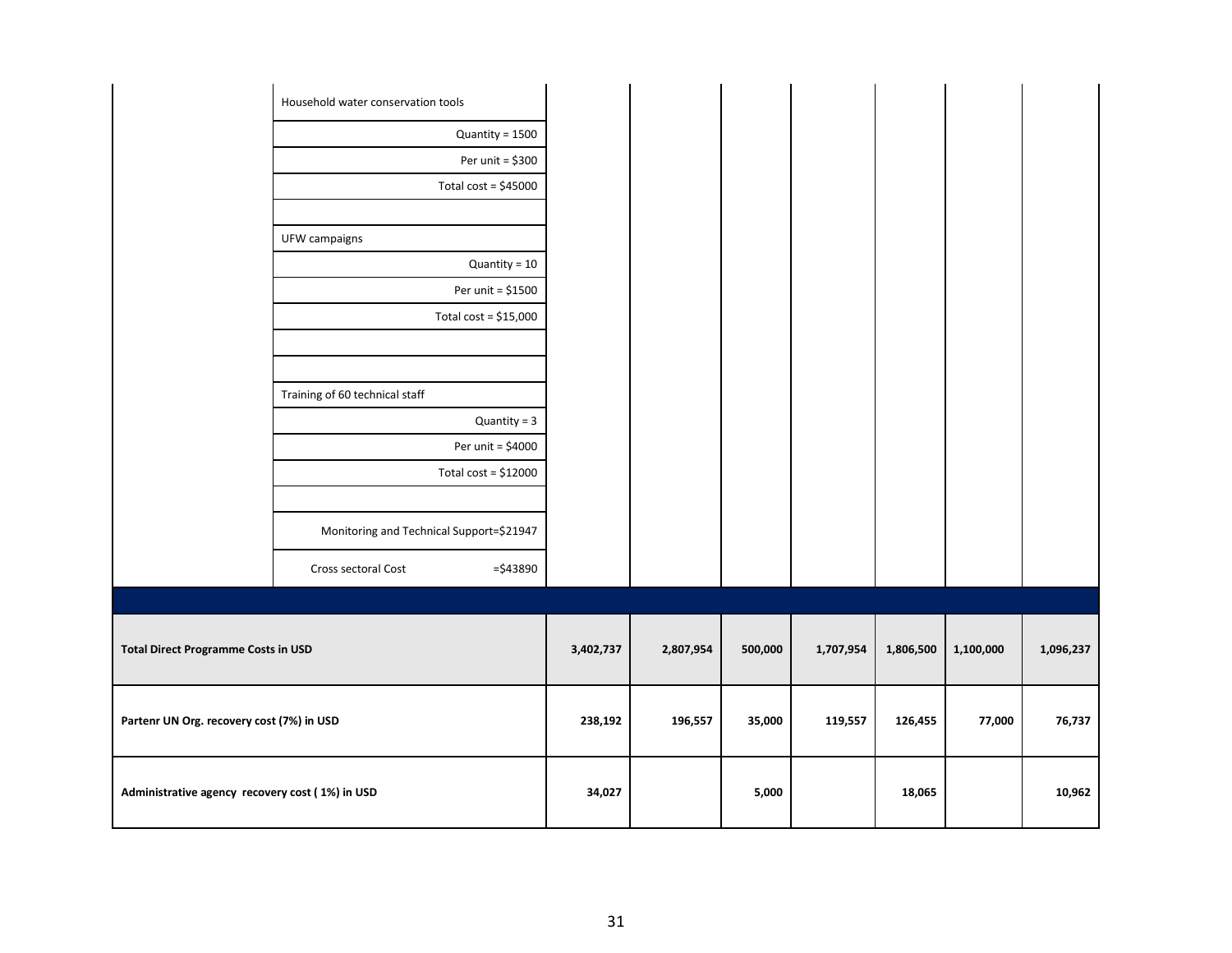| | | | | | | | | |
|---|---|---|---|---|---|---|---|---|
| | Household water conservation tools | | | | | | | |
| | Quantity = 1500 | | | | | | | |
| | Per unit = $300 | | | | | | | |
| | Total cost = $45000 | | | | | | | |
| | | | | | | | | |
| | UFW campaigns | | | | | | | |
| | Quantity = 10 | | | | | | | |
| | Per unit = $1500 | | | | | | | |
| | Total cost = $15,000 | | | | | | | |
| | | | | | | | | |
| | | | | | | | | |
| | Training of 60 technical staff | | | | | | | |
| | Quantity = 3 | | | | | | | |
| | Per unit = $4000 | | | | | | | |
| | Total cost = $12000 | | | | | | | |
| | | | | | | | | |
| | Monitoring and Technical Support=$21947 | | | | | | | |
| | Cross sectoral Cost =$43890 | | | | | | | |
| | | | | | | | | |
| **Total Direct Programme Costs in USD** | | **3,402,737** | **2,807,954** | **500,000** | **1,707,954** | **1,806,500** | **1,100,000** | **1,096,237** |
| **Partenr UN Org. recovery cost (7%) in USD** | | **238,192** | **196,557** | **35,000** | **119,557** | **126,455** | **77,000** | **76,737** |
| **Administrative agency recovery cost ( 1%) in USD** | | **34,027** | | **5,000** | | **18,065** | | **10,962** |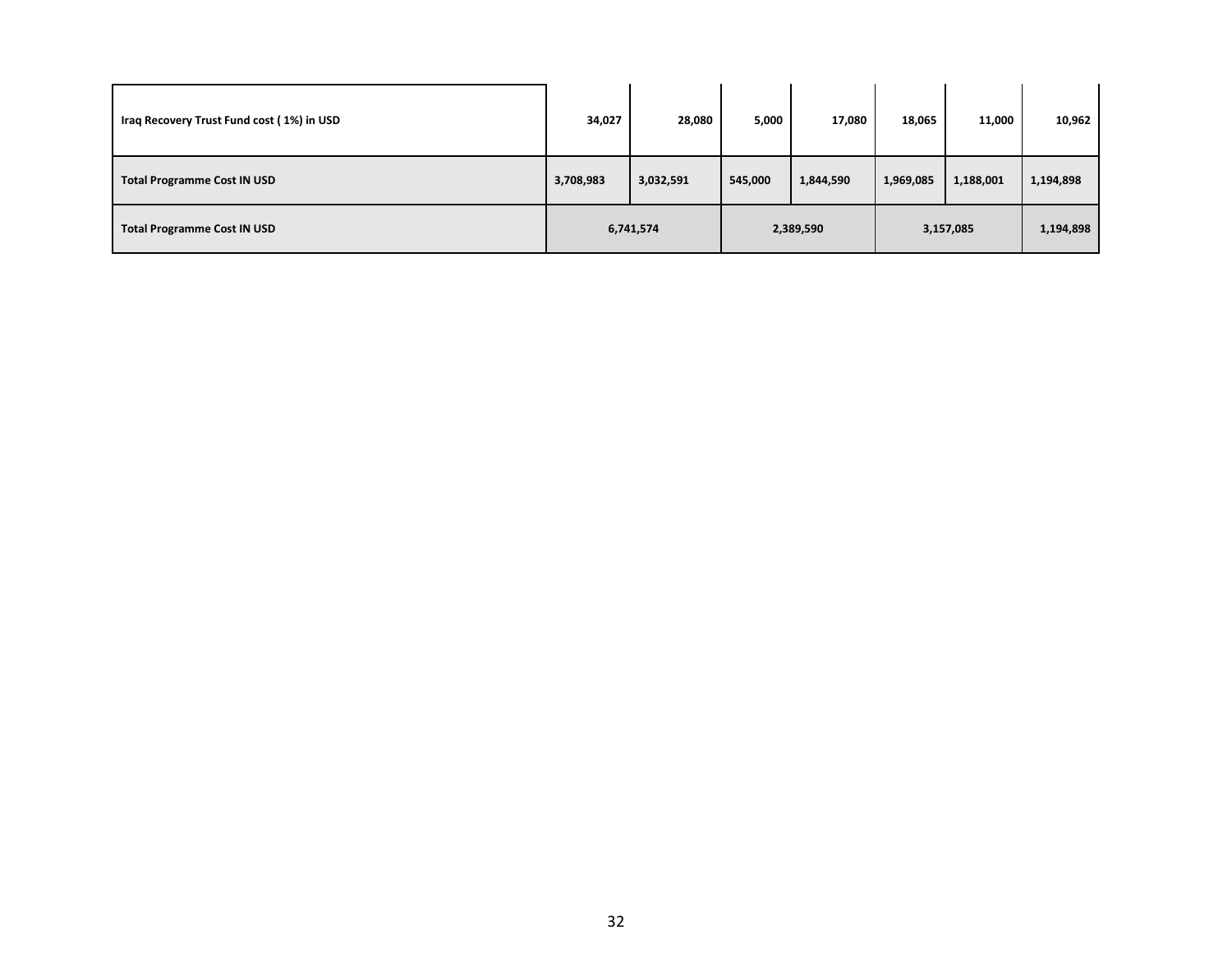| Iraq Recovery Trust Fund cost ( 1%) in USD | 34,027 | 28,080 | 5,000 | 17,080 | 18,065 | 11,000 | 10,962 |
|---|---|---|---|---|---|---|---|
| **Total Programme Cost IN USD** | **3,708,983** | **3,032,591** | **545,000** | **1,844,590** | **1,969,085** | **1,188,001** | **1,194,898** |
| **Total Programme Cost IN USD** | **6,741,574** | | **2,389,590** | | **3,157,085** | | **1,194,898** |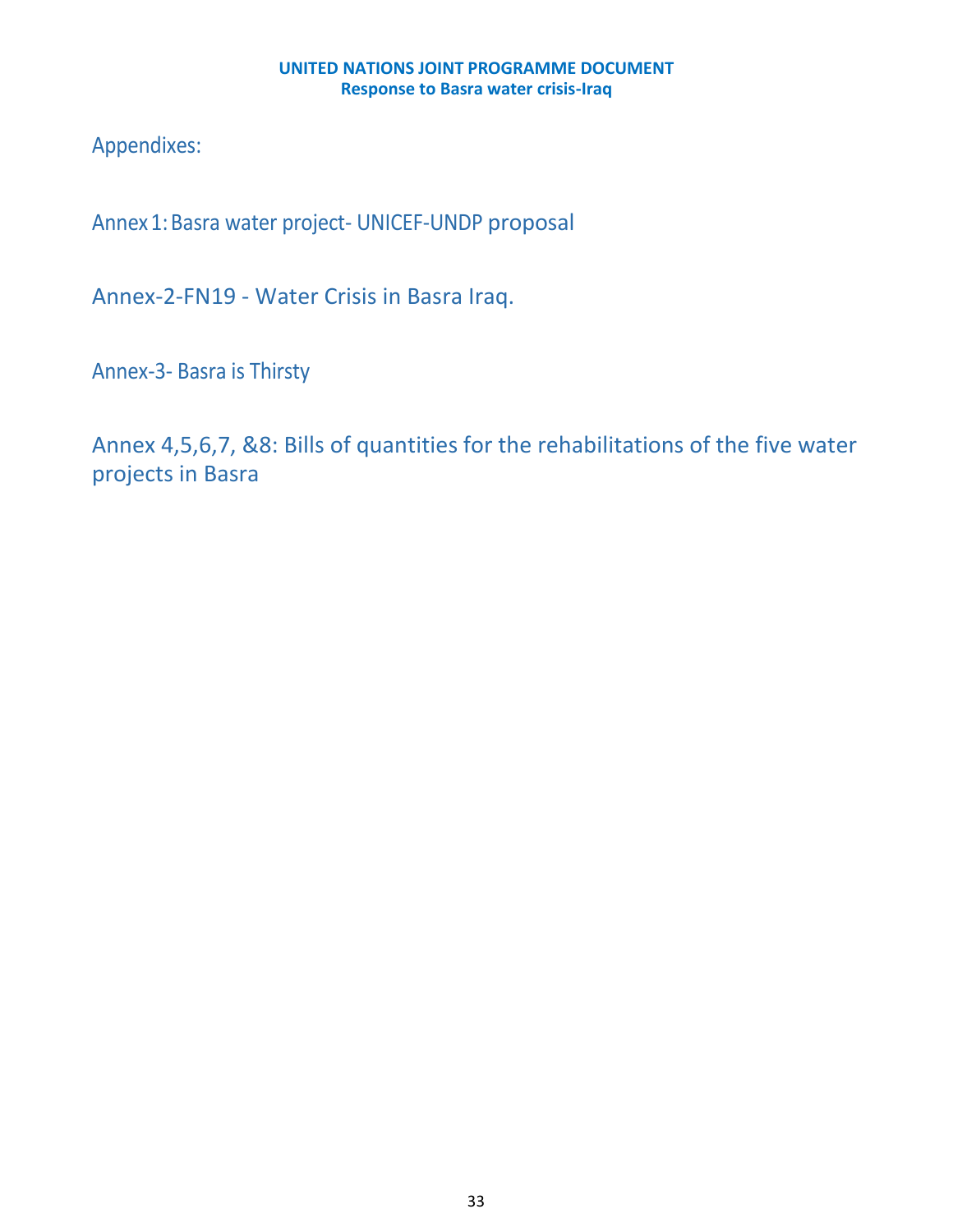Appendixes:

Annex 1: Basra water project- UNICEF-UNDP proposal

Annex-2-FN19 - Water Crisis in Basra Iraq.

Annex-3- Basra is Thirsty

Annex 4,5,6,7, &8: Bills of quantities for the rehabilitations of the five water projects in Basra